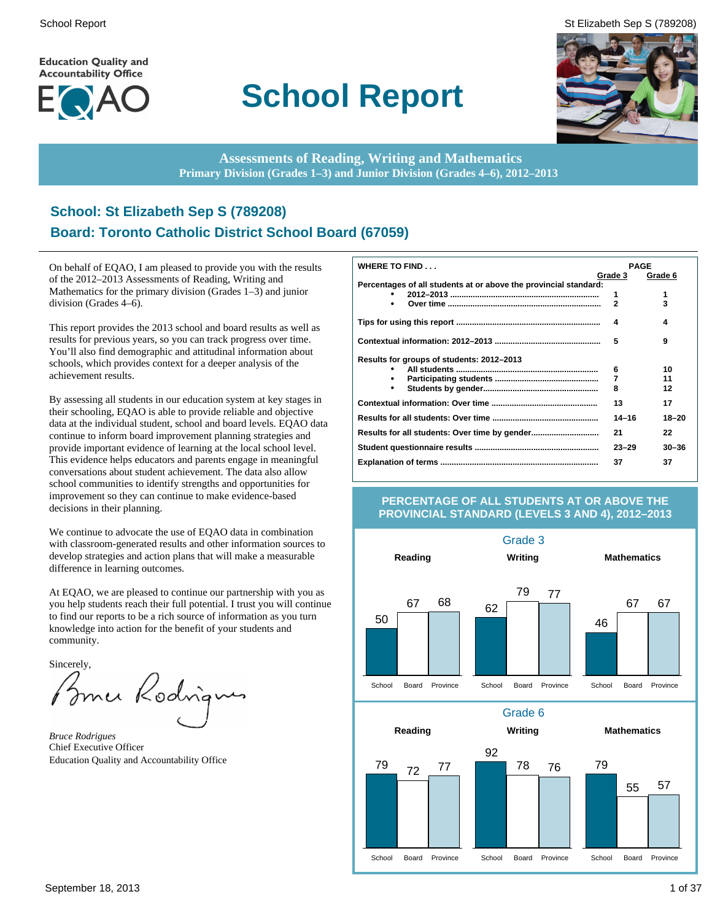Education Quality and Accountability Office

# School Report

**Assessments of Reading, Writing and Mathematics**
**Primary Division (Grades 1–3) and Junior Division (Grades 4–6), 2012–2013**

## School: St Elizabeth Sep S (789208)
## Board: Toronto Catholic District School Board (67059)

On behalf of EQAO, I am pleased to provide you with the results of the 2012–2013 Assessments of Reading, Writing and Mathematics for the primary division (Grades 1–3) and junior division (Grades 4–6).

This report provides the 2013 school and board results as well as results for previous years, so you can track progress over time. You'll also find demographic and attitudinal information about schools, which provides context for a deeper analysis of the achievement results.

By assessing all students in our education system at key stages in their schooling, EQAO is able to provide reliable and objective data at the individual student, school and board levels. EQAO data continue to inform board improvement planning strategies and provide important evidence of learning at the local school level. This evidence helps educators and parents engage in meaningful conversations about student achievement. The data also allow school communities to identify strengths and opportunities for improvement so they can continue to make evidence-based decisions in their planning.

We continue to advocate the use of EQAO data in combination with classroom-generated results and other information sources to develop strategies and action plans that will make a measurable difference in learning outcomes.

At EQAO, we are pleased to continue our partnership with you as you help students reach their full potential. I trust you will continue to find our reports to be a rich source of information as you turn knowledge into action for the benefit of your students and community.

Sincerely,

*Bruce Rodrigues*
Chief Executive Officer
Education Quality and Accountability Office

| WHERE TO FIND . . . | PAGE Grade 3 | PAGE Grade 6 |
|---|---|---|
| **Percentages of all students at or above the provincial standard:** | | |
| • 2012–2013 | 1 | 1 |
| • Over time | 2 | 3 |
| **Tips for using this report** | 4 | 4 |
| **Contextual information: 2012–2013** | 5 | 9 |
| **Results for groups of students: 2012–2013** | | |
| • All students | 6 | 10 |
| • Participating students | 7 | 11 |
| • Students by gender | 8 | 12 |
| **Contextual information: Over time** | 13 | 17 |
| **Results for all students: Over time** | 14–16 | 18–20 |
| **Results for all students: Over time by gender** | 21 | 22 |
| **Student questionnaire results** | 23–29 | 30–36 |
| **Explanation of terms** | 37 | 37 |

### PERCENTAGE OF ALL STUDENTS AT OR ABOVE THE PROVINCIAL STANDARD (LEVELS 3 AND 4), 2012–2013

**Grade 3**

| | School | Board | Province |
|---|---|---|---|
| Reading | 50 | 67 | 68 |
| Writing | 62 | 79 | 77 |
| Mathematics | 46 | 67 | 67 |

**Grade 6**

| | School | Board | Province |
|---|---|---|---|
| Reading | 79 | 72 | 77 |
| Writing | 92 | 78 | 76 |
| Mathematics | 79 | 55 | 57 |

September 18, 2013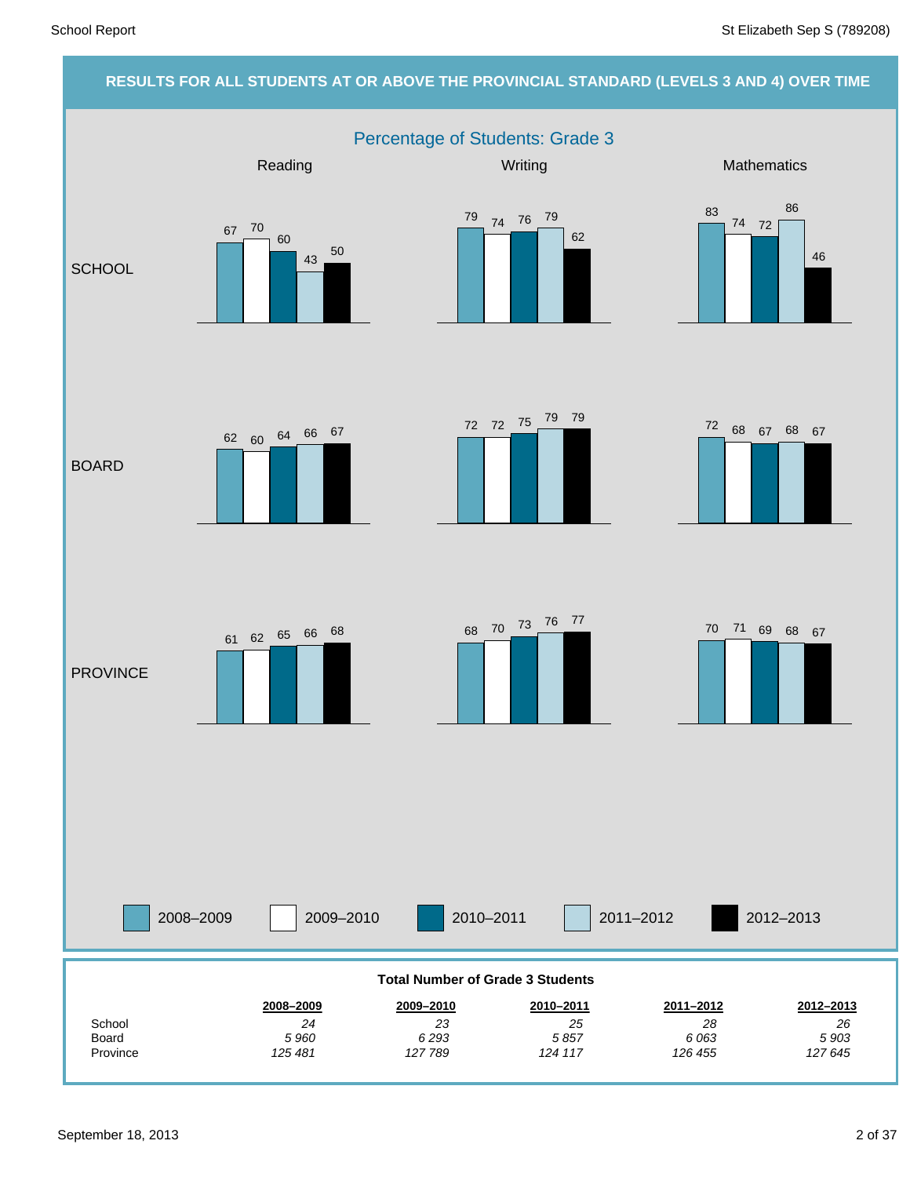## RESULTS FOR ALL STUDENTS AT OR ABOVE THE PROVINCIAL STANDARD (LEVELS 3 AND 4) OVER TIME

### Percentage of Students: Grade 3

| | Reading | | | | | Writing | | | | | Mathematics | | | | |
|---|---|---|---|---|---|---|---|---|---|---|---|---|---|---|---|
| | 2008–2009 | 2009–2010 | 2010–2011 | 2011–2012 | 2012–2013 | 2008–2009 | 2009–2010 | 2010–2011 | 2011–2012 | 2012–2013 | 2008–2009 | 2009–2010 | 2010–2011 | 2011–2012 | 2012–2013 |
| SCHOOL | 67 | 70 | 60 | 43 | 50 | 79 | 74 | 76 | 79 | 62 | 83 | 74 | 72 | 86 | 46 |
| BOARD | 62 | 60 | 64 | 66 | 67 | 72 | 72 | 75 | 79 | 79 | 72 | 68 | 67 | 68 | 67 |
| PROVINCE | 61 | 62 | 65 | 66 | 68 | 68 | 70 | 73 | 76 | 77 | 70 | 71 | 69 | 68 | 67 |

**Total Number of Grade 3 Students**

| | 2008–2009 | 2009–2010 | 2010–2011 | 2011–2012 | 2012–2013 |
|---|---|---|---|---|---|
| School | *24* | *23* | *25* | *28* | *26* |
| Board | *5 960* | *6 293* | *5 857* | *6 063* | *5 903* |
| Province | *125 481* | *127 789* | *124 117* | *126 455* | *127 645* |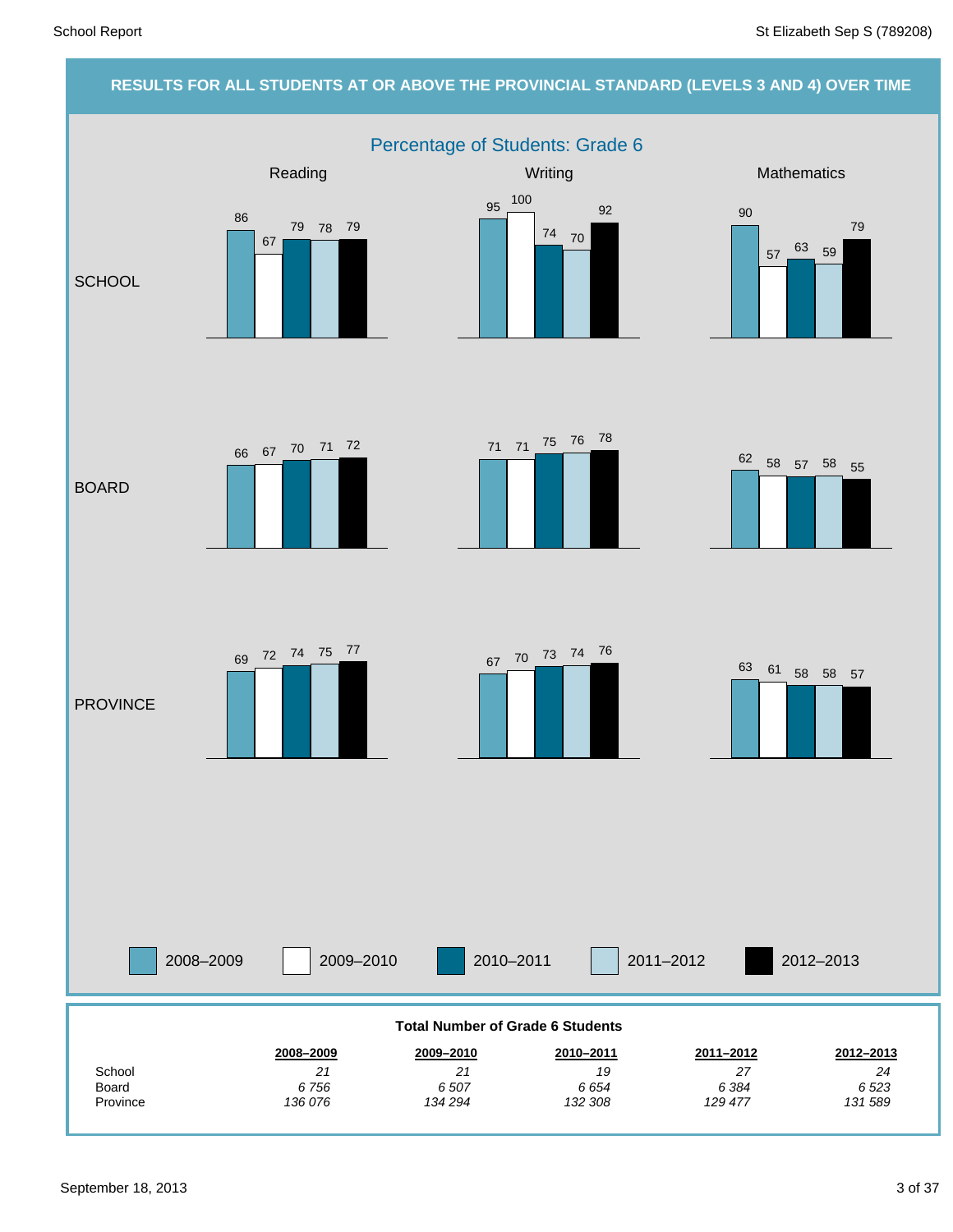## RESULTS FOR ALL STUDENTS AT OR ABOVE THE PROVINCIAL STANDARD (LEVELS 3 AND 4) OVER TIME

### Percentage of Students: Grade 6

| | Subject | 2008–2009 | 2009–2010 | 2010–2011 | 2011–2012 | 2012–2013 |
|---|---|---|---|---|---|---|
| SCHOOL | Reading | 86 | 67 | 79 | 78 | 79 |
| SCHOOL | Writing | 95 | 100 | 74 | 70 | 92 |
| SCHOOL | Mathematics | 90 | 57 | 63 | 59 | 79 |
| BOARD | Reading | 66 | 67 | 70 | 71 | 72 |
| BOARD | Writing | 71 | 71 | 75 | 76 | 78 |
| BOARD | Mathematics | 62 | 58 | 57 | 58 | 55 |
| PROVINCE | Reading | 69 | 72 | 74 | 75 | 77 |
| PROVINCE | Writing | 67 | 70 | 73 | 74 | 76 |
| PROVINCE | Mathematics | 63 | 61 | 58 | 58 | 57 |

**Total Number of Grade 6 Students**

| | 2008–2009 | 2009–2010 | 2010–2011 | 2011–2012 | 2012–2013 |
|---|---|---|---|---|---|
| School | *21* | *21* | *19* | *27* | *24* |
| Board | *6 756* | *6 507* | *6 654* | *6 384* | *6 523* |
| Province | *136 076* | *134 294* | *132 308* | *129 477* | *131 589* |

September 18, 2013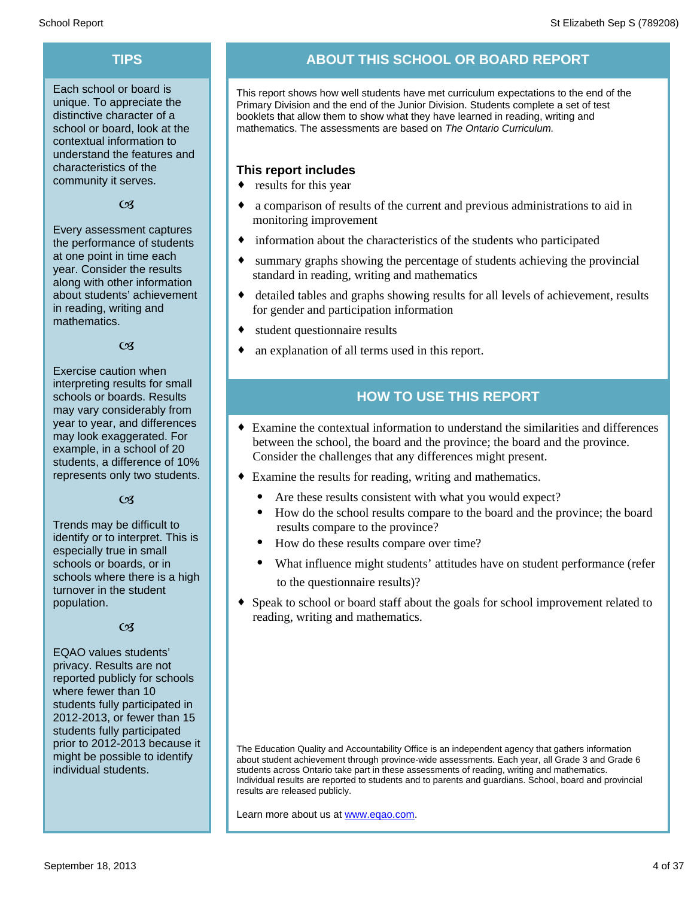## TIPS

Each school or board is unique. To appreciate the distinctive character of a school or board, look at the contextual information to understand the features and characteristics of the community it serves.

Every assessment captures the performance of students at one point in time each year. Consider the results along with other information about students' achievement in reading, writing and mathematics.

Exercise caution when interpreting results for small schools or boards. Results may vary considerably from year to year, and differences may look exaggerated. For example, in a school of 20 students, a difference of 10% represents only two students.

Trends may be difficult to identify or to interpret. This is especially true in small schools or boards, or in schools where there is a high turnover in the student population.

EQAO values students' privacy. Results are not reported publicly for schools where fewer than 10 students fully participated in 2012-2013, or fewer than 15 students fully participated prior to 2012-2013 because it might be possible to identify individual students.

## ABOUT THIS SCHOOL OR BOARD REPORT

This report shows how well students have met curriculum expectations to the end of the Primary Division and the end of the Junior Division. Students complete a set of test booklets that allow them to show what they have learned in reading, writing and mathematics. The assessments are based on *The Ontario Curriculum.*

### This report includes

- results for this year
- a comparison of results of the current and previous administrations to aid in monitoring improvement
- information about the characteristics of the students who participated
- summary graphs showing the percentage of students achieving the provincial standard in reading, writing and mathematics
- detailed tables and graphs showing results for all levels of achievement, results for gender and participation information
- student questionnaire results
- an explanation of all terms used in this report.

## HOW TO USE THIS REPORT

- Examine the contextual information to understand the similarities and differences between the school, the board and the province; the board and the province. Consider the challenges that any differences might present.
- Examine the results for reading, writing and mathematics.
  - Are these results consistent with what you would expect?
  - How do the school results compare to the board and the province; the board results compare to the province?
  - How do these results compare over time?
  - What influence might students' attitudes have on student performance (refer to the questionnaire results)?
- Speak to school or board staff about the goals for school improvement related to reading, writing and mathematics.

The Education Quality and Accountability Office is an independent agency that gathers information about student achievement through province-wide assessments. Each year, all Grade 3 and Grade 6 students across Ontario take part in these assessments of reading, writing and mathematics. Individual results are reported to students and to parents and guardians. School, board and provincial results are released publicly.

Learn more about us at www.eqao.com.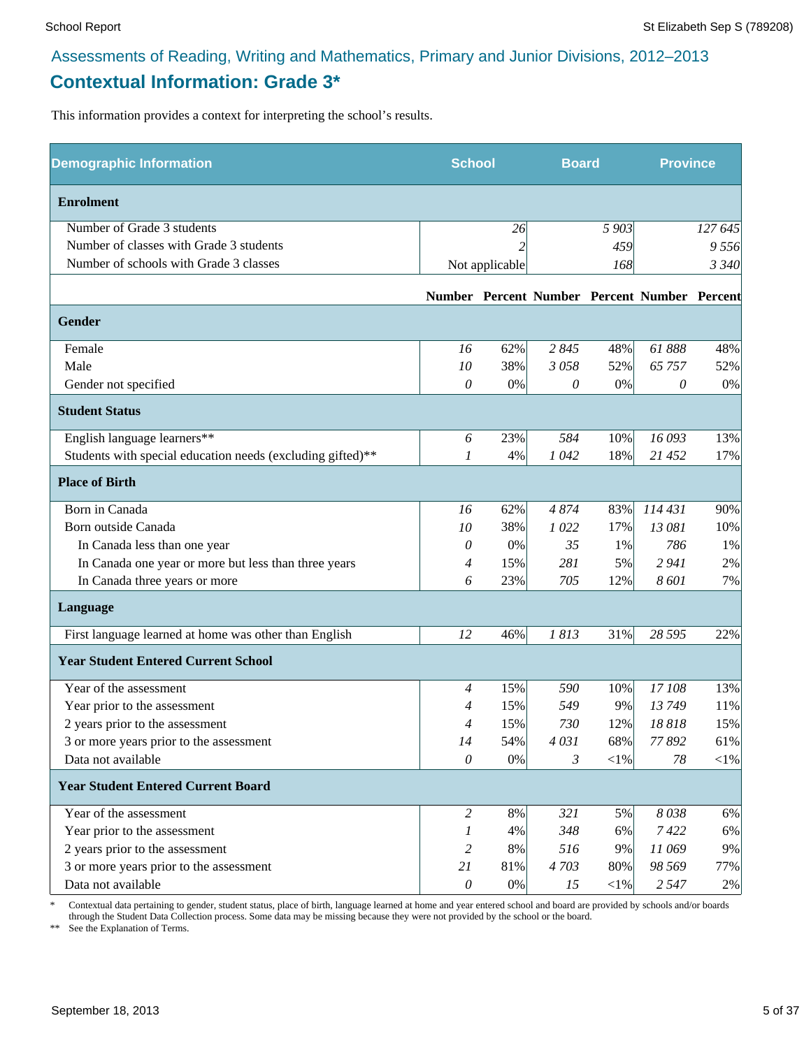## Assessments of Reading, Writing and Mathematics, Primary and Junior Divisions, 2012–2013

# Contextual Information: Grade 3*

This information provides a context for interpreting the school's results.

| Demographic Information | School | | Board | | Province | |
|---|---|---|---|---|---|---|
| **Enrolment** | | | | | | |
| Number of Grade 3 students | | 26 | | 5 903 | | 127 645 |
| Number of classes with Grade 3 students | | 2 | | 459 | | 9 556 |
| Number of schools with Grade 3 classes | | Not applicable | | 168 | | 3 340 |
| | **Number** | **Percent** | **Number** | **Percent** | **Number** | **Percent** |
| **Gender** | | | | | | |
| Female | 16 | 62% | 2 845 | 48% | 61 888 | 48% |
| Male | 10 | 38% | 3 058 | 52% | 65 757 | 52% |
| Gender not specified | 0 | 0% | 0 | 0% | 0 | 0% |
| **Student Status** | | | | | | |
| English language learners** | 6 | 23% | 584 | 10% | 16 093 | 13% |
| Students with special education needs (excluding gifted)** | 1 | 4% | 1 042 | 18% | 21 452 | 17% |
| **Place of Birth** | | | | | | |
| Born in Canada | 16 | 62% | 4 874 | 83% | 114 431 | 90% |
| Born outside Canada | 10 | 38% | 1 022 | 17% | 13 081 | 10% |
| In Canada less than one year | 0 | 0% | 35 | 1% | 786 | 1% |
| In Canada one year or more but less than three years | 4 | 15% | 281 | 5% | 2 941 | 2% |
| In Canada three years or more | 6 | 23% | 705 | 12% | 8 601 | 7% |
| **Language** | | | | | | |
| First language learned at home was other than English | 12 | 46% | 1 813 | 31% | 28 595 | 22% |
| **Year Student Entered Current School** | | | | | | |
| Year of the assessment | 4 | 15% | 590 | 10% | 17 108 | 13% |
| Year prior to the assessment | 4 | 15% | 549 | 9% | 13 749 | 11% |
| 2 years prior to the assessment | 4 | 15% | 730 | 12% | 18 818 | 15% |
| 3 or more years prior to the assessment | 14 | 54% | 4 031 | 68% | 77 892 | 61% |
| Data not available | 0 | 0% | 3 | <1% | 78 | <1% |
| **Year Student Entered Current Board** | | | | | | |
| Year of the assessment | 2 | 8% | 321 | 5% | 8 038 | 6% |
| Year prior to the assessment | 1 | 4% | 348 | 6% | 7 422 | 6% |
| 2 years prior to the assessment | 2 | 8% | 516 | 9% | 11 069 | 9% |
| 3 or more years prior to the assessment | 21 | 81% | 4 703 | 80% | 98 569 | 77% |
| Data not available | 0 | 0% | 15 | <1% | 2 547 | 2% |

\* Contextual data pertaining to gender, student status, place of birth, language learned at home and year entered school and board are provided by schools and/or boards through the Student Data Collection process. Some data may be missing because they were not provided by the school or the board.

\** See the Explanation of Terms.

September 18, 2013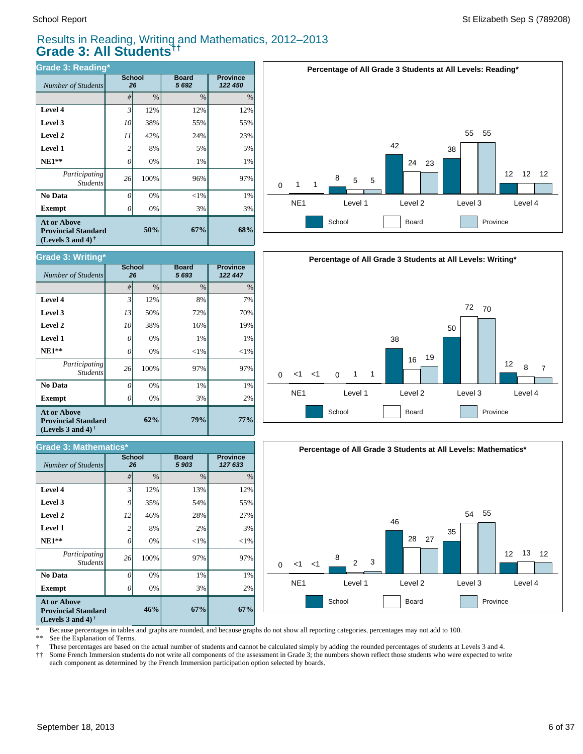## Results in Reading, Writing and Mathematics, 2012–2013
# Grade 3: All Students††

### Grade 3: Reading*

| Number of Students | School 26 | | Board 5 692 | Province 122 450 |
|---|---|---|---|---|
| | # | % | % | % |
| **Level 4** | 3 | 12% | 12% | 12% |
| **Level 3** | 10 | 38% | 55% | 55% |
| **Level 2** | 11 | 42% | 24% | 23% |
| **Level 1** | 2 | 8% | 5% | 5% |
| **NE1**** | 0 | 0% | 1% | 1% |
| *Participating Students* | 26 | 100% | 96% | 97% |
| **No Data** | 0 | 0% | <1% | 1% |
| **Exempt** | 0 | 0% | 3% | 3% |
| **At or Above Provincial Standard (Levels 3 and 4)†** | | **50%** | **67%** | **68%** |

**Percentage of All Grade 3 Students at All Levels: Reading***

| | NE1 | Level 1 | Level 2 | Level 3 | Level 4 |
|---|---|---|---|---|---|
| School | 0 | 8 | 42 | 38 | 12 |
| Board | 1 | 5 | 24 | 55 | 12 |
| Province | 1 | 5 | 23 | 55 | 12 |

### Grade 3: Writing*

| Number of Students | School 26 | | Board 5 693 | Province 122 447 |
|---|---|---|---|---|
| | # | % | % | % |
| **Level 4** | 3 | 12% | 8% | 7% |
| **Level 3** | 13 | 50% | 72% | 70% |
| **Level 2** | 10 | 38% | 16% | 19% |
| **Level 1** | 0 | 0% | 1% | 1% |
| **NE1**** | 0 | 0% | <1% | <1% |
| *Participating Students* | 26 | 100% | 97% | 97% |
| **No Data** | 0 | 0% | 1% | 1% |
| **Exempt** | 0 | 0% | 3% | 2% |
| **At or Above Provincial Standard (Levels 3 and 4)†** | | **62%** | **79%** | **77%** |

**Percentage of All Grade 3 Students at All Levels: Writing***

| | NE1 | Level 1 | Level 2 | Level 3 | Level 4 |
|---|---|---|---|---|---|
| School | 0 | 0 | 38 | 50 | 12 |
| Board | <1 | 1 | 16 | 72 | 8 |
| Province | <1 | 1 | 19 | 70 | 7 |

### Grade 3: Mathematics*

| Number of Students | School 26 | | Board 5 903 | Province 127 633 |
|---|---|---|---|---|
| | # | % | % | % |
| **Level 4** | 3 | 12% | 13% | 12% |
| **Level 3** | 9 | 35% | 54% | 55% |
| **Level 2** | 12 | 46% | 28% | 27% |
| **Level 1** | 2 | 8% | 2% | 3% |
| **NE1**** | 0 | 0% | <1% | <1% |
| *Participating Students* | 26 | 100% | 97% | 97% |
| **No Data** | 0 | 0% | 1% | 1% |
| **Exempt** | 0 | 0% | 3% | 2% |
| **At or Above Provincial Standard (Levels 3 and 4)†** | | **46%** | **67%** | **67%** |

**Percentage of All Grade 3 Students at All Levels: Mathematics***

| | NE1 | Level 1 | Level 2 | Level 3 | Level 4 |
|---|---|---|---|---|---|
| School | 0 | 8 | 46 | 35 | 12 |
| Board | <1 | 2 | 28 | 54 | 13 |
| Province | <1 | 3 | 27 | 55 | 12 |

\* Because percentages in tables and graphs are rounded, and because graphs do not show all reporting categories, percentages may not add to 100.
** See the Explanation of Terms.
† These percentages are based on the actual number of students and cannot be calculated simply by adding the rounded percentages of students at Levels 3 and 4.
†† Some French Immersion students do not write all components of the assessment in Grade 3; the numbers shown reflect those students who were expected to write each component as determined by the French Immersion participation option selected by boards.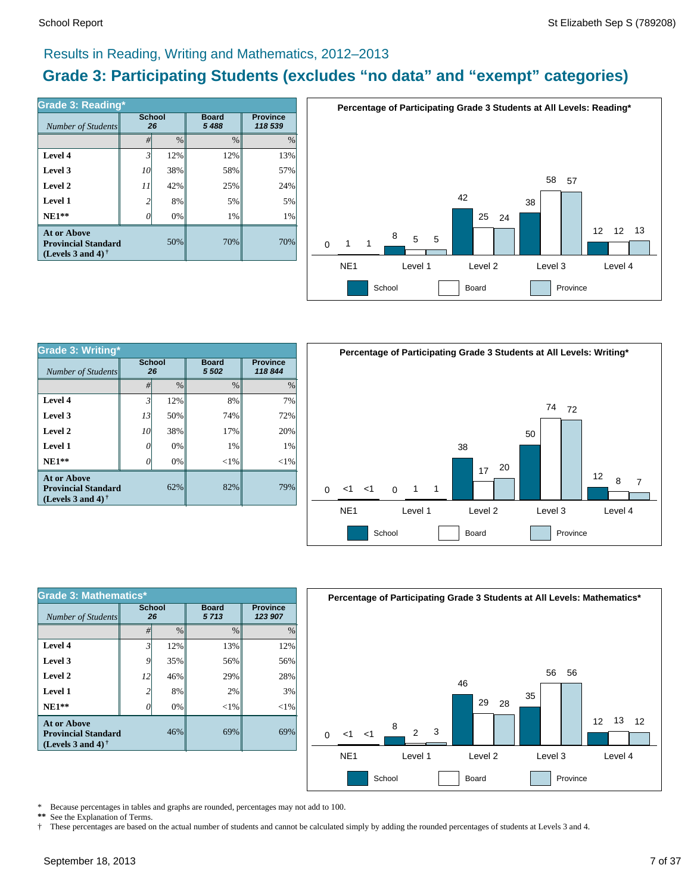## Results in Reading, Writing and Mathematics, 2012–2013

# Grade 3: Participating Students (excludes "no data" and "exempt" categories)

### Grade 3: Reading*

| *Number of Students* | School 26 | | Board 5 488 | Province 118 539 |
|---|---|---|---|---|
| | # | % | % | % |
| **Level 4** | 3 | 12% | 12% | 13% |
| **Level 3** | 10 | 38% | 58% | 57% |
| **Level 2** | 11 | 42% | 25% | 24% |
| **Level 1** | 2 | 8% | 5% | 5% |
| **NE1**** | 0 | 0% | 1% | 1% |
| **At or Above Provincial Standard (Levels 3 and 4)†** | | 50% | 70% | 70% |

**Percentage of Participating Grade 3 Students at All Levels: Reading***

| | School | Board | Province |
|---|---|---|---|
| NE1 | 0 | 1 | 1 |
| Level 1 | 8 | 5 | 5 |
| Level 2 | 42 | 25 | 24 |
| Level 3 | 38 | 58 | 57 |
| Level 4 | 12 | 12 | 13 |

### Grade 3: Writing*

| *Number of Students* | School 26 | | Board 5 502 | Province 118 844 |
|---|---|---|---|---|
| | # | % | % | % |
| **Level 4** | 3 | 12% | 8% | 7% |
| **Level 3** | 13 | 50% | 74% | 72% |
| **Level 2** | 10 | 38% | 17% | 20% |
| **Level 1** | 0 | 0% | 1% | 1% |
| **NE1**** | 0 | 0% | <1% | <1% |
| **At or Above Provincial Standard (Levels 3 and 4)†** | | 62% | 82% | 79% |

**Percentage of Participating Grade 3 Students at All Levels: Writing***

| | School | Board | Province |
|---|---|---|---|
| NE1 | 0 | <1 | <1 |
| Level 1 | 0 | 1 | 1 |
| Level 2 | 38 | 17 | 20 |
| Level 3 | 50 | 74 | 72 |
| Level 4 | 12 | 8 | 7 |

### Grade 3: Mathematics*

| *Number of Students* | School 26 | | Board 5 713 | Province 123 907 |
|---|---|---|---|---|
| | # | % | % | % |
| **Level 4** | 3 | 12% | 13% | 12% |
| **Level 3** | 9 | 35% | 56% | 56% |
| **Level 2** | 12 | 46% | 29% | 28% |
| **Level 1** | 2 | 8% | 2% | 3% |
| **NE1**** | 0 | 0% | <1% | <1% |
| **At or Above Provincial Standard (Levels 3 and 4)†** | | 46% | 69% | 69% |

**Percentage of Participating Grade 3 Students at All Levels: Mathematics***

| | School | Board | Province |
|---|---|---|---|
| NE1 | 0 | <1 | <1 |
| Level 1 | 8 | 2 | 3 |
| Level 2 | 46 | 29 | 28 |
| Level 3 | 35 | 56 | 56 |
| Level 4 | 12 | 13 | 12 |

\* Because percentages in tables and graphs are rounded, percentages may not add to 100.
** See the Explanation of Terms.
† These percentages are based on the actual number of students and cannot be calculated simply by adding the rounded percentages of students at Levels 3 and 4.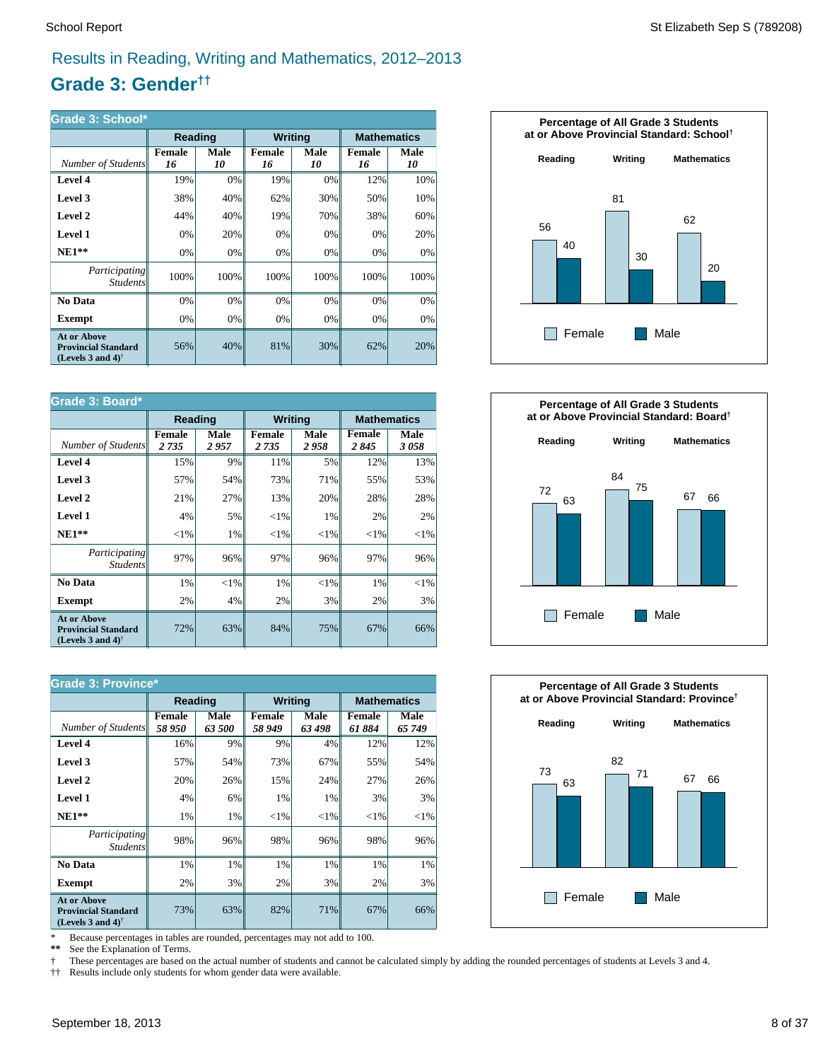## Results in Reading, Writing and Mathematics, 2012–2013

# Grade 3: Gender††

| Grade 3: School* | Reading | | Writing | | Mathematics | |
|---|---|---|---|---|---|---|
| *Number of Students* | **Female** *16* | **Male** *10* | **Female** *16* | **Male** *10* | **Female** *16* | **Male** *10* |
| **Level 4** | 19% | 0% | 19% | 0% | 12% | 10% |
| **Level 3** | 38% | 40% | 62% | 30% | 50% | 10% |
| **Level 2** | 44% | 40% | 19% | 70% | 38% | 60% |
| **Level 1** | 0% | 20% | 0% | 0% | 0% | 20% |
| **NE1**** | 0% | 0% | 0% | 0% | 0% | 0% |
| *Participating Students* | 100% | 100% | 100% | 100% | 100% | 100% |
| **No Data** | 0% | 0% | 0% | 0% | 0% | 0% |
| **Exempt** | 0% | 0% | 0% | 0% | 0% | 0% |
| **At or Above Provincial Standard (Levels 3 and 4)†** | 56% | 40% | 81% | 30% | 62% | 20% |

**Percentage of All Grade 3 Students at or Above Provincial Standard: School†**

| | Reading | Writing | Mathematics |
|---|---|---|---|
| Female | 56 | 81 | 62 |
| Male | 40 | 30 | 20 |

| Grade 3: Board* | Reading | | Writing | | Mathematics | |
|---|---|---|---|---|---|---|
| *Number of Students* | **Female** *2 735* | **Male** *2 957* | **Female** *2 735* | **Male** *2 958* | **Female** *2 845* | **Male** *3 058* |
| **Level 4** | 15% | 9% | 11% | 5% | 12% | 13% |
| **Level 3** | 57% | 54% | 73% | 71% | 55% | 53% |
| **Level 2** | 21% | 27% | 13% | 20% | 28% | 28% |
| **Level 1** | 4% | 5% | <1% | 1% | 2% | 2% |
| **NE1**** | <1% | 1% | <1% | <1% | <1% | <1% |
| *Participating Students* | 97% | 96% | 97% | 96% | 97% | 96% |
| **No Data** | 1% | <1% | 1% | <1% | 1% | <1% |
| **Exempt** | 2% | 4% | 2% | 3% | 2% | 3% |
| **At or Above Provincial Standard (Levels 3 and 4)†** | 72% | 63% | 84% | 75% | 67% | 66% |

**Percentage of All Grade 3 Students at or Above Provincial Standard: Board†**

| | Reading | Writing | Mathematics |
|---|---|---|---|
| Female | 72 | 84 | 67 |
| Male | 63 | 75 | 66 |

| Grade 3: Province* | Reading | | Writing | | Mathematics | |
|---|---|---|---|---|---|---|
| *Number of Students* | **Female** *58 950* | **Male** *63 500* | **Female** *58 949* | **Male** *63 498* | **Female** *61 884* | **Male** *65 749* |
| **Level 4** | 16% | 9% | 9% | 4% | 12% | 12% |
| **Level 3** | 57% | 54% | 73% | 67% | 55% | 54% |
| **Level 2** | 20% | 26% | 15% | 24% | 27% | 26% |
| **Level 1** | 4% | 6% | 1% | 1% | 3% | 3% |
| **NE1**** | 1% | 1% | <1% | <1% | <1% | <1% |
| *Participating Students* | 98% | 96% | 98% | 96% | 98% | 96% |
| **No Data** | 1% | 1% | 1% | 1% | 1% | 1% |
| **Exempt** | 2% | 3% | 2% | 3% | 2% | 3% |
| **At or Above Provincial Standard (Levels 3 and 4)†** | 73% | 63% | 82% | 71% | 67% | 66% |

**Percentage of All Grade 3 Students at or Above Provincial Standard: Province†**

| | Reading | Writing | Mathematics |
|---|---|---|---|
| Female | 73 | 82 | 67 |
| Male | 63 | 71 | 66 |

\* Because percentages in tables are rounded, percentages may not add to 100.

** See the Explanation of Terms.

† These percentages are based on the actual number of students and cannot be calculated simply by adding the rounded percentages of students at Levels 3 and 4.

†† Results include only students for whom gender data were available.

September 18, 2013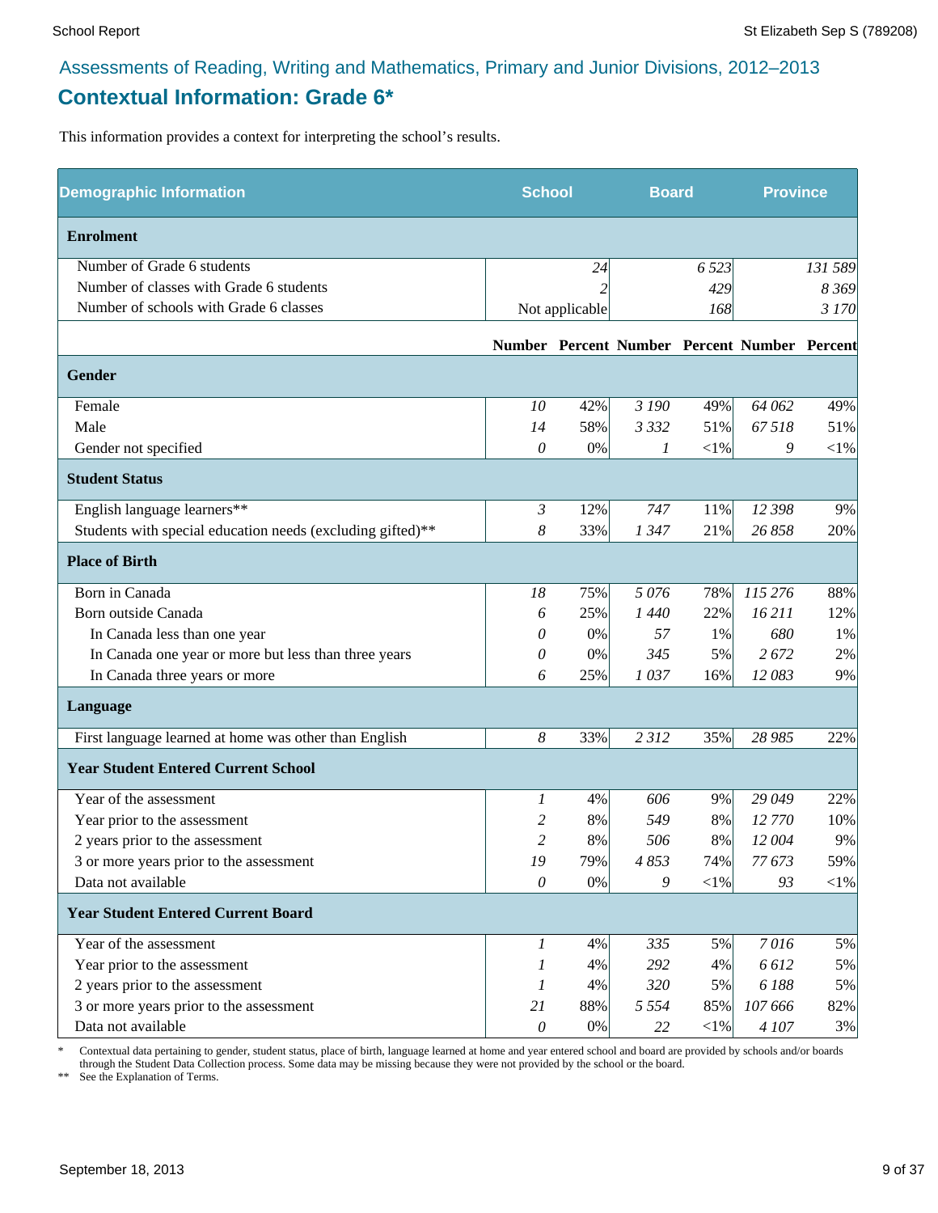## Assessments of Reading, Writing and Mathematics, Primary and Junior Divisions, 2012–2013

# Contextual Information: Grade 6*

This information provides a context for interpreting the school's results.

| Demographic Information | School | | Board | | Province | |
|---|---|---|---|---|---|---|
| **Enrolment** | | | | | | |
| Number of Grade 6 students | 24 | | 6 523 | | 131 589 | |
| Number of classes with Grade 6 students | 2 | | 429 | | 8 369 | |
| Number of schools with Grade 6 classes | Not applicable | | 168 | | 3 170 | |
| | **Number** | **Percent** | **Number** | **Percent** | **Number** | **Percent** |
| **Gender** | | | | | | |
| Female | 10 | 42% | 3 190 | 49% | 64 062 | 49% |
| Male | 14 | 58% | 3 332 | 51% | 67 518 | 51% |
| Gender not specified | 0 | 0% | 1 | <1% | 9 | <1% |
| **Student Status** | | | | | | |
| English language learners** | 3 | 12% | 747 | 11% | 12 398 | 9% |
| Students with special education needs (excluding gifted)** | 8 | 33% | 1 347 | 21% | 26 858 | 20% |
| **Place of Birth** | | | | | | |
| Born in Canada | 18 | 75% | 5 076 | 78% | 115 276 | 88% |
| Born outside Canada | 6 | 25% | 1 440 | 22% | 16 211 | 12% |
| In Canada less than one year | 0 | 0% | 57 | 1% | 680 | 1% |
| In Canada one year or more but less than three years | 0 | 0% | 345 | 5% | 2 672 | 2% |
| In Canada three years or more | 6 | 25% | 1 037 | 16% | 12 083 | 9% |
| **Language** | | | | | | |
| First language learned at home was other than English | 8 | 33% | 2 312 | 35% | 28 985 | 22% |
| **Year Student Entered Current School** | | | | | | |
| Year of the assessment | 1 | 4% | 606 | 9% | 29 049 | 22% |
| Year prior to the assessment | 2 | 8% | 549 | 8% | 12 770 | 10% |
| 2 years prior to the assessment | 2 | 8% | 506 | 8% | 12 004 | 9% |
| 3 or more years prior to the assessment | 19 | 79% | 4 853 | 74% | 77 673 | 59% |
| Data not available | 0 | 0% | 9 | <1% | 93 | <1% |
| **Year Student Entered Current Board** | | | | | | |
| Year of the assessment | 1 | 4% | 335 | 5% | 7 016 | 5% |
| Year prior to the assessment | 1 | 4% | 292 | 4% | 6 612 | 5% |
| 2 years prior to the assessment | 1 | 4% | 320 | 5% | 6 188 | 5% |
| 3 or more years prior to the assessment | 21 | 88% | 5 554 | 85% | 107 666 | 82% |
| Data not available | 0 | 0% | 22 | <1% | 4 107 | 3% |

\* Contextual data pertaining to gender, student status, place of birth, language learned at home and year entered school and board are provided by schools and/or boards through the Student Data Collection process. Some data may be missing because they were not provided by the school or the board.

** See the Explanation of Terms.

September 18, 2013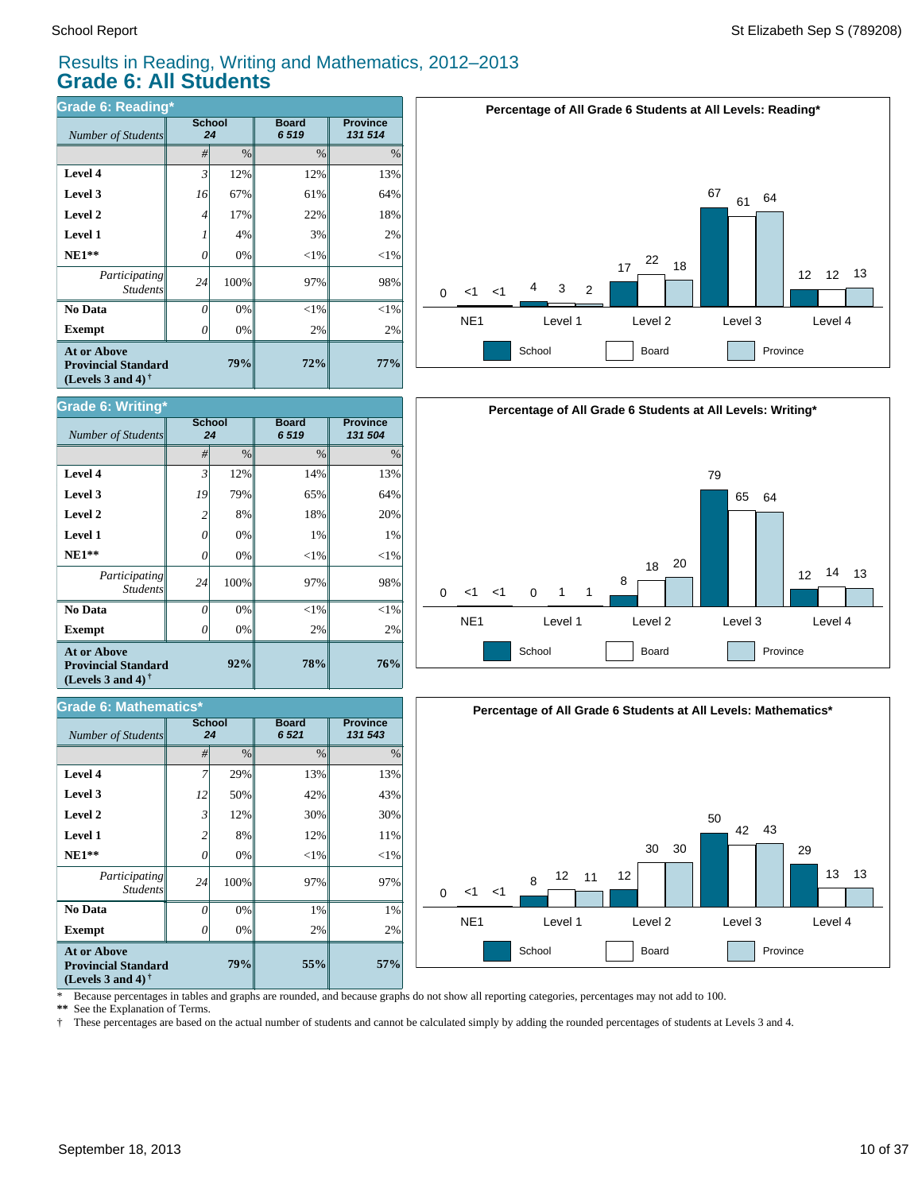# Results in Reading, Writing and Mathematics, 2012–2013

## Grade 6: All Students

### Grade 6: Reading*

| Number of Students | School 24 | | Board 6 519 | Province 131 514 |
|---|---|---|---|---|
| | # | % | % | % |
| **Level 4** | 3 | 12% | 12% | 13% |
| **Level 3** | 16 | 67% | 61% | 64% |
| **Level 2** | 4 | 17% | 22% | 18% |
| **Level 1** | 1 | 4% | 3% | 2% |
| **NE1**** | 0 | 0% | <1% | <1% |
| *Participating Students* | 24 | 100% | 97% | 98% |
| **No Data** | 0 | 0% | <1% | <1% |
| **Exempt** | 0 | 0% | 2% | 2% |
| **At or Above Provincial Standard (Levels 3 and 4)** † | | **79%** | **72%** | **77%** |

**Percentage of All Grade 6 Students at All Levels: Reading***

| | NE1 | Level 1 | Level 2 | Level 3 | Level 4 |
|---|---|---|---|---|---|
| School | 0 | 4 | 17 | 67 | 12 |
| Board | <1 | 3 | 22 | 61 | 12 |
| Province | <1 | 2 | 18 | 64 | 13 |

### Grade 6: Writing*

| Number of Students | School 24 | | Board 6 519 | Province 131 504 |
|---|---|---|---|---|
| | # | % | % | % |
| **Level 4** | 3 | 12% | 14% | 13% |
| **Level 3** | 19 | 79% | 65% | 64% |
| **Level 2** | 2 | 8% | 18% | 20% |
| **Level 1** | 0 | 0% | 1% | 1% |
| **NE1**** | 0 | 0% | <1% | <1% |
| *Participating Students* | 24 | 100% | 97% | 98% |
| **No Data** | 0 | 0% | <1% | <1% |
| **Exempt** | 0 | 0% | 2% | 2% |
| **At or Above Provincial Standard (Levels 3 and 4)** † | | **92%** | **78%** | **76%** |

**Percentage of All Grade 6 Students at All Levels: Writing***

| | NE1 | Level 1 | Level 2 | Level 3 | Level 4 |
|---|---|---|---|---|---|
| School | 0 | 0 | 8 | 79 | 12 |
| Board | <1 | 1 | 18 | 65 | 14 |
| Province | <1 | 1 | 20 | 64 | 13 |

### Grade 6: Mathematics*

| Number of Students | School 24 | | Board 6 521 | Province 131 543 |
|---|---|---|---|---|
| | # | % | % | % |
| **Level 4** | 7 | 29% | 13% | 13% |
| **Level 3** | 12 | 50% | 42% | 43% |
| **Level 2** | 3 | 12% | 30% | 30% |
| **Level 1** | 2 | 8% | 12% | 11% |
| **NE1**** | 0 | 0% | <1% | <1% |
| *Participating Students* | 24 | 100% | 97% | 97% |
| **No Data** | 0 | 0% | 1% | 1% |
| **Exempt** | 0 | 0% | 2% | 2% |
| **At or Above Provincial Standard (Levels 3 and 4)** † | | **79%** | **55%** | **57%** |

**Percentage of All Grade 6 Students at All Levels: Mathematics***

| | NE1 | Level 1 | Level 2 | Level 3 | Level 4 |
|---|---|---|---|---|---|
| School | 0 | 8 | 12 | 50 | 29 |
| Board | <1 | 12 | 30 | 42 | 13 |
| Province | <1 | 11 | 30 | 43 | 13 |

\* Because percentages in tables and graphs are rounded, and because graphs do not show all reporting categories, percentages may not add to 100.

** See the Explanation of Terms.

† These percentages are based on the actual number of students and cannot be calculated simply by adding the rounded percentages of students at Levels 3 and 4.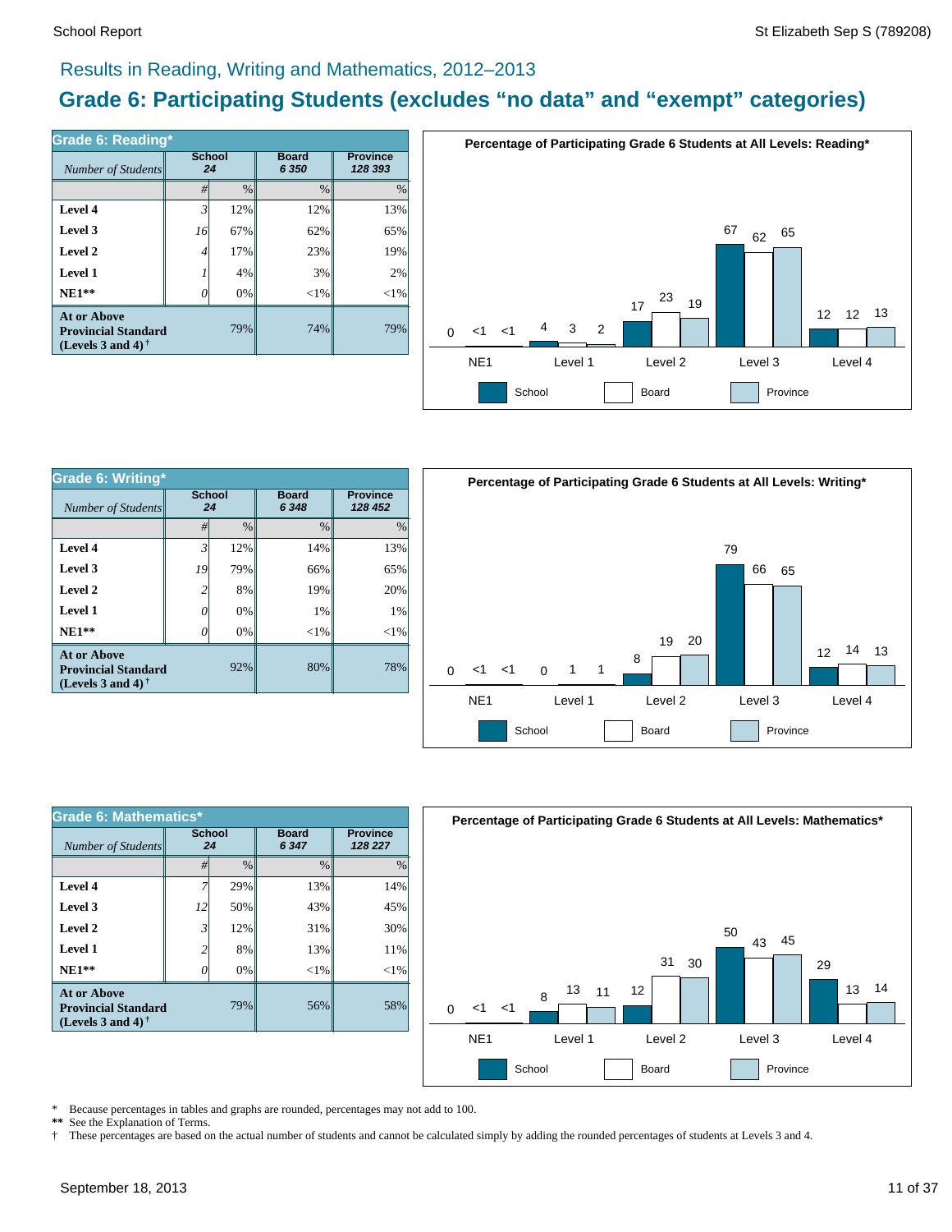## Results in Reading, Writing and Mathematics, 2012–2013

# Grade 6: Participating Students (excludes “no data” and “exempt” categories)

### Grade 6: Reading*

| *Number of Students* | School 24 | | Board 6 350 | Province 128 393 |
|---|---|---|---|---|
| | # | % | % | % |
| **Level 4** | 3 | 12% | 12% | 13% |
| **Level 3** | 16 | 67% | 62% | 65% |
| **Level 2** | 4 | 17% | 23% | 19% |
| **Level 1** | 1 | 4% | 3% | 2% |
| **NE1**** | 0 | 0% | <1% | <1% |
| **At or Above Provincial Standard (Levels 3 and 4)†** | | 79% | 74% | 79% |

**Percentage of Participating Grade 6 Students at All Levels: Reading***

| | School | Board | Province |
|---|---|---|---|
| NE1 | 0 | <1 | <1 |
| Level 1 | 4 | 3 | 2 |
| Level 2 | 17 | 23 | 19 |
| Level 3 | 67 | 62 | 65 |
| Level 4 | 12 | 12 | 13 |

### Grade 6: Writing*

| *Number of Students* | School 24 | | Board 6 348 | Province 128 452 |
|---|---|---|---|---|
| | # | % | % | % |
| **Level 4** | 3 | 12% | 14% | 13% |
| **Level 3** | 19 | 79% | 66% | 65% |
| **Level 2** | 2 | 8% | 19% | 20% |
| **Level 1** | 0 | 0% | 1% | 1% |
| **NE1**** | 0 | 0% | <1% | <1% |
| **At or Above Provincial Standard (Levels 3 and 4)†** | | 92% | 80% | 78% |

**Percentage of Participating Grade 6 Students at All Levels: Writing***

| | School | Board | Province |
|---|---|---|---|
| NE1 | 0 | <1 | <1 |
| Level 1 | 0 | 1 | 1 |
| Level 2 | 8 | 19 | 20 |
| Level 3 | 79 | 66 | 65 |
| Level 4 | 12 | 14 | 13 |

### Grade 6: Mathematics*

| *Number of Students* | School 24 | | Board 6 347 | Province 128 227 |
|---|---|---|---|---|
| | # | % | % | % |
| **Level 4** | 7 | 29% | 13% | 14% |
| **Level 3** | 12 | 50% | 43% | 45% |
| **Level 2** | 3 | 12% | 31% | 30% |
| **Level 1** | 2 | 8% | 13% | 11% |
| **NE1**** | 0 | 0% | <1% | <1% |
| **At or Above Provincial Standard (Levels 3 and 4)†** | | 79% | 56% | 58% |

**Percentage of Participating Grade 6 Students at All Levels: Mathematics***

| | School | Board | Province |
|---|---|---|---|
| NE1 | 0 | <1 | <1 |
| Level 1 | 8 | 13 | 11 |
| Level 2 | 12 | 31 | 30 |
| Level 3 | 50 | 43 | 45 |
| Level 4 | 29 | 13 | 14 |

\* Because percentages in tables and graphs are rounded, percentages may not add to 100.
** See the Explanation of Terms.
† These percentages are based on the actual number of students and cannot be calculated simply by adding the rounded percentages of students at Levels 3 and 4.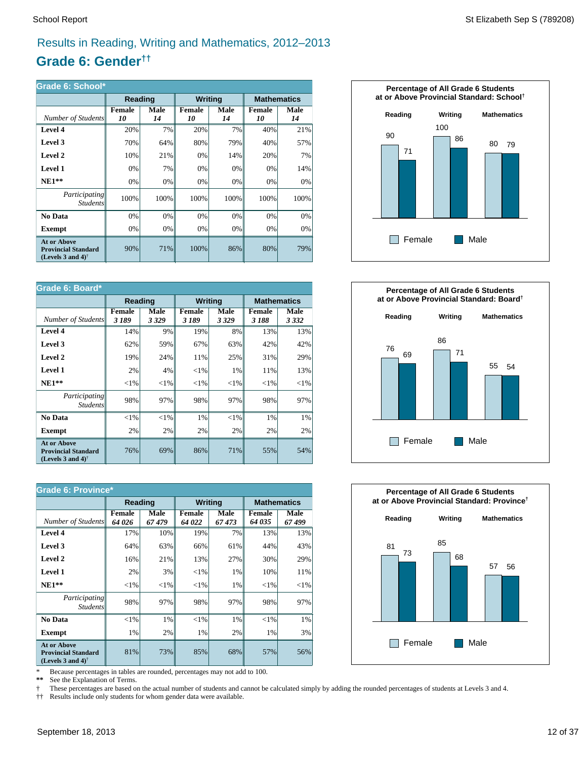# Results in Reading, Writing and Mathematics, 2012–2013

## Grade 6: Gender††

### Grade 6: School*

| | Reading | | Writing | | Mathematics | |
|---|---|---|---|---|---|---|
| *Number of Students* | **Female** *10* | **Male** *14* | **Female** *10* | **Male** *14* | **Female** *10* | **Male** *14* |
| **Level 4** | 20% | 7% | 20% | 7% | 40% | 21% |
| **Level 3** | 70% | 64% | 80% | 79% | 40% | 57% |
| **Level 2** | 10% | 21% | 0% | 14% | 20% | 7% |
| **Level 1** | 0% | 7% | 0% | 0% | 0% | 14% |
| **NE1**** | 0% | 0% | 0% | 0% | 0% | 0% |
| *Participating Students* | 100% | 100% | 100% | 100% | 100% | 100% |
| **No Data** | 0% | 0% | 0% | 0% | 0% | 0% |
| **Exempt** | 0% | 0% | 0% | 0% | 0% | 0% |
| **At or Above Provincial Standard (Levels 3 and 4)†** | 90% | 71% | 100% | 86% | 80% | 79% |

**Percentage of All Grade 6 Students at or Above Provincial Standard: School†**

| | Female | Male |
|---|---|---|
| Reading | 90 | 71 |
| Writing | 100 | 86 |
| Mathematics | 80 | 79 |

### Grade 6: Board*

| | Reading | | Writing | | Mathematics | |
|---|---|---|---|---|---|---|
| *Number of Students* | **Female** *3 189* | **Male** *3 329* | **Female** *3 189* | **Male** *3 329* | **Female** *3 188* | **Male** *3 332* |
| **Level 4** | 14% | 9% | 19% | 8% | 13% | 13% |
| **Level 3** | 62% | 59% | 67% | 63% | 42% | 42% |
| **Level 2** | 19% | 24% | 11% | 25% | 31% | 29% |
| **Level 1** | 2% | 4% | <1% | 1% | 11% | 13% |
| **NE1**** | <1% | <1% | <1% | <1% | <1% | <1% |
| *Participating Students* | 98% | 97% | 98% | 97% | 98% | 97% |
| **No Data** | <1% | <1% | 1% | <1% | 1% | 1% |
| **Exempt** | 2% | 2% | 2% | 2% | 2% | 2% |
| **At or Above Provincial Standard (Levels 3 and 4)†** | 76% | 69% | 86% | 71% | 55% | 54% |

**Percentage of All Grade 6 Students at or Above Provincial Standard: Board†**

| | Female | Male |
|---|---|---|
| Reading | 76 | 69 |
| Writing | 86 | 71 |
| Mathematics | 55 | 54 |

### Grade 6: Province*

| | Reading | | Writing | | Mathematics | |
|---|---|---|---|---|---|---|
| *Number of Students* | **Female** *64 026* | **Male** *67 479* | **Female** *64 022* | **Male** *67 473* | **Female** *64 035* | **Male** *67 499* |
| **Level 4** | 17% | 10% | 19% | 7% | 13% | 13% |
| **Level 3** | 64% | 63% | 66% | 61% | 44% | 43% |
| **Level 2** | 16% | 21% | 13% | 27% | 30% | 29% |
| **Level 1** | 2% | 3% | <1% | 1% | 10% | 11% |
| **NE1**** | <1% | <1% | <1% | 1% | <1% | <1% |
| *Participating Students* | 98% | 97% | 98% | 97% | 98% | 97% |
| **No Data** | <1% | 1% | <1% | 1% | <1% | 1% |
| **Exempt** | 1% | 2% | 1% | 2% | 1% | 3% |
| **At or Above Provincial Standard (Levels 3 and 4)†** | 81% | 73% | 85% | 68% | 57% | 56% |

**Percentage of All Grade 6 Students at or Above Provincial Standard: Province†**

| | Female | Male |
|---|---|---|
| Reading | 81 | 73 |
| Writing | 85 | 68 |
| Mathematics | 57 | 56 |

\* Because percentages in tables are rounded, percentages may not add to 100.

** See the Explanation of Terms.

† These percentages are based on the actual number of students and cannot be calculated simply by adding the rounded percentages of students at Levels 3 and 4.

†† Results include only students for whom gender data were available.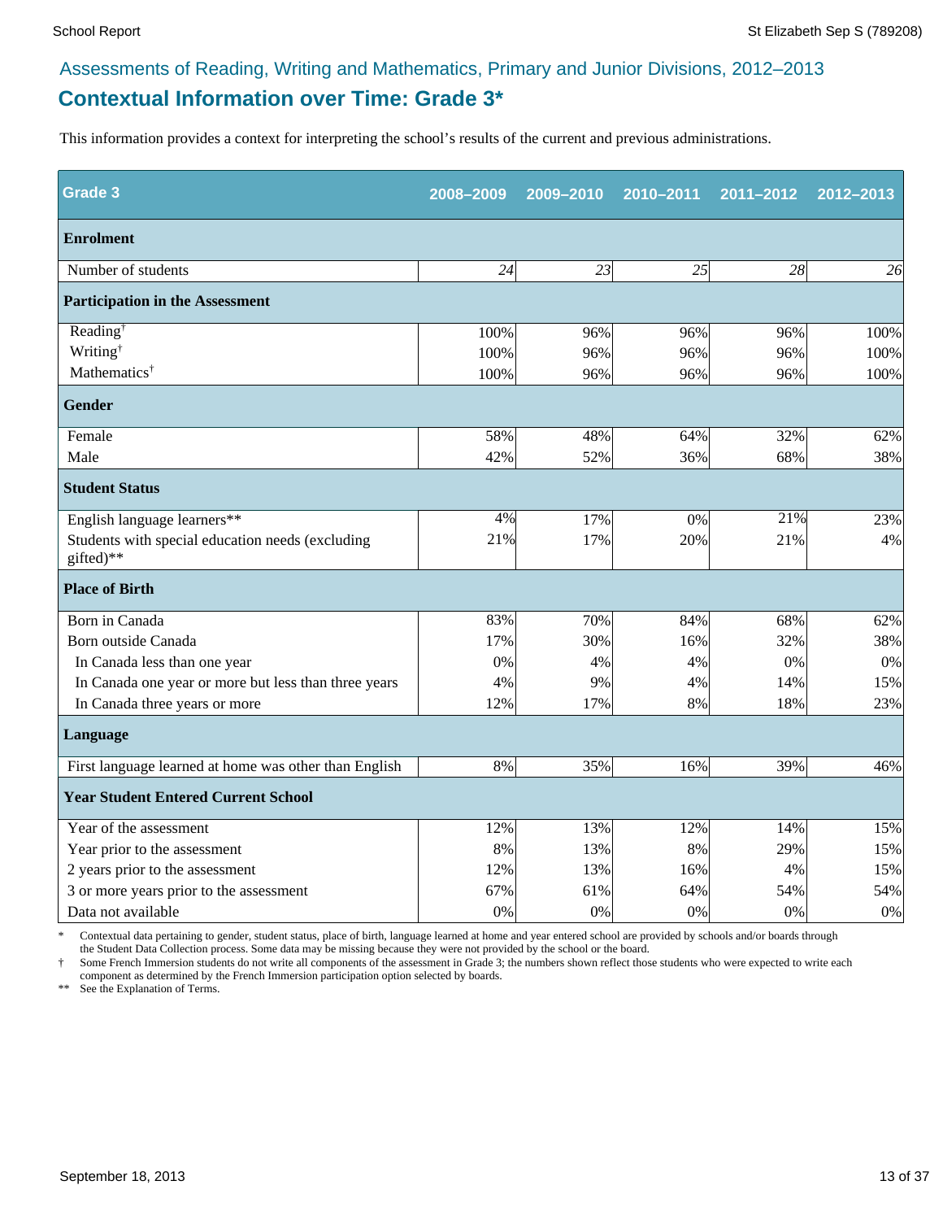## Assessments of Reading, Writing and Mathematics, Primary and Junior Divisions, 2012–2013

# Contextual Information over Time: Grade 3*

This information provides a context for interpreting the school's results of the current and previous administrations.

| Grade 3 | 2008–2009 | 2009–2010 | 2010–2011 | 2011–2012 | 2012–2013 |
|---|---|---|---|---|---|
| **Enrolment** | | | | | |
| Number of students | *24* | *23* | *25* | *28* | *26* |
| **Participation in the Assessment** | | | | | |
| Reading† | 100% | 96% | 96% | 96% | 100% |
| Writing† | 100% | 96% | 96% | 96% | 100% |
| Mathematics† | 100% | 96% | 96% | 96% | 100% |
| **Gender** | | | | | |
| Female | 58% | 48% | 64% | 32% | 62% |
| Male | 42% | 52% | 36% | 68% | 38% |
| **Student Status** | | | | | |
| English language learners** | 4% | 17% | 0% | 21% | 23% |
| Students with special education needs (excluding gifted)** | 21% | 17% | 20% | 21% | 4% |
| **Place of Birth** | | | | | |
| Born in Canada | 83% | 70% | 84% | 68% | 62% |
| Born outside Canada | 17% | 30% | 16% | 32% | 38% |
| In Canada less than one year | 0% | 4% | 4% | 0% | 0% |
| In Canada one year or more but less than three years | 4% | 9% | 4% | 14% | 15% |
| In Canada three years or more | 12% | 17% | 8% | 18% | 23% |
| **Language** | | | | | |
| First language learned at home was other than English | 8% | 35% | 16% | 39% | 46% |
| **Year Student Entered Current School** | | | | | |
| Year of the assessment | 12% | 13% | 12% | 14% | 15% |
| Year prior to the assessment | 8% | 13% | 8% | 29% | 15% |
| 2 years prior to the assessment | 12% | 13% | 16% | 4% | 15% |
| 3 or more years prior to the assessment | 67% | 61% | 64% | 54% | 54% |
| Data not available | 0% | 0% | 0% | 0% | 0% |

\* Contextual data pertaining to gender, student status, place of birth, language learned at home and year entered school are provided by schools and/or boards through the Student Data Collection process. Some data may be missing because they were not provided by the school or the board.

† Some French Immersion students do not write all components of the assessment in Grade 3; the numbers shown reflect those students who were expected to write each component as determined by the French Immersion participation option selected by boards.

\*\* See the Explanation of Terms.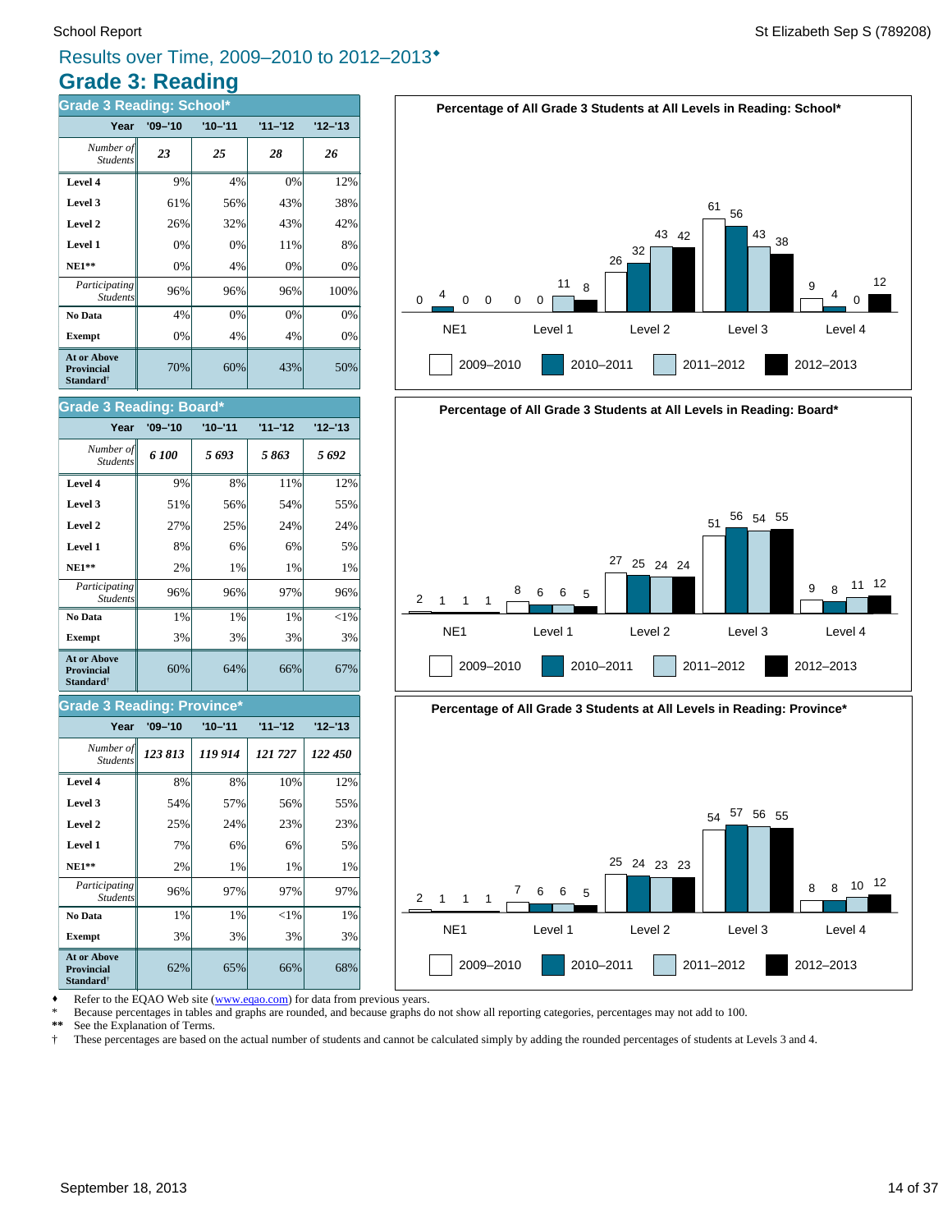# Results over Time, 2009–2010 to 2012–2013♦

## Grade 3: Reading

### Grade 3 Reading: School*

| Year | '09–'10 | '10–'11 | '11–'12 | '12–'13 |
|---|---|---|---|---|
| *Number of Students* | *23* | *25* | *28* | *26* |
| **Level 4** | 9% | 4% | 0% | 12% |
| **Level 3** | 61% | 56% | 43% | 38% |
| **Level 2** | 26% | 32% | 43% | 42% |
| **Level 1** | 0% | 0% | 11% | 8% |
| **NE1**** | 0% | 4% | 0% | 0% |
| *Participating Students* | 96% | 96% | 96% | 100% |
| **No Data** | 4% | 0% | 0% | 0% |
| **Exempt** | 0% | 4% | 4% | 0% |
| **At or Above Provincial Standard†** | 70% | 60% | 43% | 50% |

**Percentage of All Grade 3 Students at All Levels in Reading: School***

| | NE1 | Level 1 | Level 2 | Level 3 | Level 4 |
|---|---|---|---|---|---|
| 2009–2010 | 0 | 0 | 26 | 61 | 9 |
| 2010–2011 | 4 | 0 | 32 | 56 | 4 |
| 2011–2012 | 0 | 11 | 43 | 43 | 0 |
| 2012–2013 | 0 | 8 | 42 | 38 | 12 |

### Grade 3 Reading: Board*

| Year | '09–'10 | '10–'11 | '11–'12 | '12–'13 |
|---|---|---|---|---|
| *Number of Students* | *6 100* | *5 693* | *5 863* | *5 692* |
| **Level 4** | 9% | 8% | 11% | 12% |
| **Level 3** | 51% | 56% | 54% | 55% |
| **Level 2** | 27% | 25% | 24% | 24% |
| **Level 1** | 8% | 6% | 6% | 5% |
| **NE1**** | 2% | 1% | 1% | 1% |
| *Participating Students* | 96% | 96% | 97% | 96% |
| **No Data** | 1% | 1% | 1% | <1% |
| **Exempt** | 3% | 3% | 3% | 3% |
| **At or Above Provincial Standard†** | 60% | 64% | 66% | 67% |

**Percentage of All Grade 3 Students at All Levels in Reading: Board***

| | NE1 | Level 1 | Level 2 | Level 3 | Level 4 |
|---|---|---|---|---|---|
| 2009–2010 | 2 | 8 | 27 | 51 | 9 |
| 2010–2011 | 1 | 6 | 25 | 56 | 8 |
| 2011–2012 | 1 | 6 | 24 | 54 | 11 |
| 2012–2013 | 1 | 5 | 24 | 55 | 12 |

### Grade 3 Reading: Province*

| Year | '09–'10 | '10–'11 | '11–'12 | '12–'13 |
|---|---|---|---|---|
| *Number of Students* | *123 813* | *119 914* | *121 727* | *122 450* |
| **Level 4** | 8% | 8% | 10% | 12% |
| **Level 3** | 54% | 57% | 56% | 55% |
| **Level 2** | 25% | 24% | 23% | 23% |
| **Level 1** | 7% | 6% | 6% | 5% |
| **NE1**** | 2% | 1% | 1% | 1% |
| *Participating Students* | 96% | 97% | 97% | 97% |
| **No Data** | 1% | 1% | <1% | 1% |
| **Exempt** | 3% | 3% | 3% | 3% |
| **At or Above Provincial Standard†** | 62% | 65% | 66% | 68% |

**Percentage of All Grade 3 Students at All Levels in Reading: Province***

| | NE1 | Level 1 | Level 2 | Level 3 | Level 4 |
|---|---|---|---|---|---|
| 2009–2010 | 2 | 7 | 25 | 54 | 8 |
| 2010–2011 | 1 | 6 | 24 | 57 | 8 |
| 2011–2012 | 1 | 6 | 23 | 56 | 10 |
| 2012–2013 | 1 | 5 | 23 | 55 | 12 |

♦ Refer to the EQAO Web site (www.eqao.com) for data from previous years.
\* Because percentages in tables and graphs are rounded, and because graphs do not show all reporting categories, percentages may not add to 100.
** See the Explanation of Terms.
† These percentages are based on the actual number of students and cannot be calculated simply by adding the rounded percentages of students at Levels 3 and 4.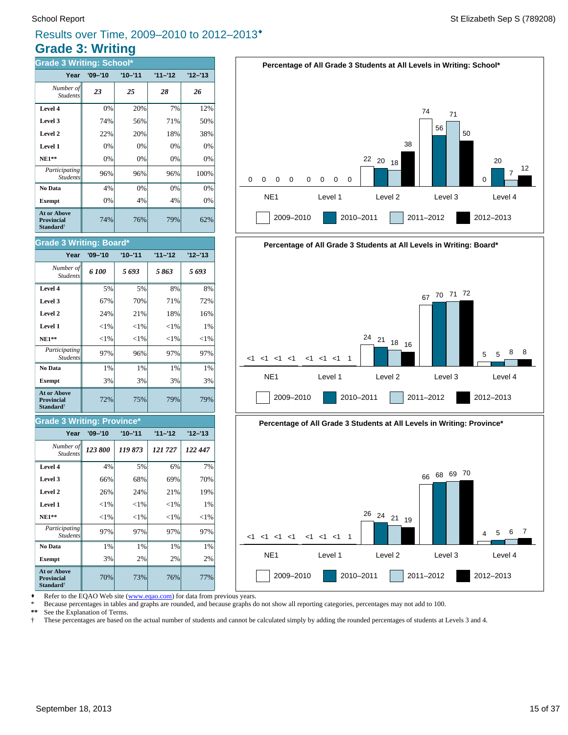# Results over Time, 2009–2010 to 2012–2013♦

## Grade 3: Writing

### Grade 3 Writing: School*

| Year | '09–'10 | '10–'11 | '11–'12 | '12–'13 |
|---|---|---|---|---|
| *Number of Students* | *23* | *25* | *28* | *26* |
| **Level 4** | 0% | 20% | 7% | 12% |
| **Level 3** | 74% | 56% | 71% | 50% |
| **Level 2** | 22% | 20% | 18% | 38% |
| **Level 1** | 0% | 0% | 0% | 0% |
| **NE1**** | 0% | 0% | 0% | 0% |
| *Participating Students* | 96% | 96% | 96% | 100% |
| **No Data** | 4% | 0% | 0% | 0% |
| **Exempt** | 0% | 4% | 4% | 0% |
| **At or Above Provincial Standard†** | 74% | 76% | 79% | 62% |

### Grade 3 Writing: Board*

| Year | '09–'10 | '10–'11 | '11–'12 | '12–'13 |
|---|---|---|---|---|
| *Number of Students* | *6 100* | *5 693* | *5 863* | *5 693* |
| **Level 4** | 5% | 5% | 8% | 8% |
| **Level 3** | 67% | 70% | 71% | 72% |
| **Level 2** | 24% | 21% | 18% | 16% |
| **Level 1** | <1% | <1% | <1% | 1% |
| **NE1**** | <1% | <1% | <1% | <1% |
| *Participating Students* | 97% | 96% | 97% | 97% |
| **No Data** | 1% | 1% | 1% | 1% |
| **Exempt** | 3% | 3% | 3% | 3% |
| **At or Above Provincial Standard†** | 72% | 75% | 79% | 79% |

### Grade 3 Writing: Province*

| Year | '09–'10 | '10–'11 | '11–'12 | '12–'13 |
|---|---|---|---|---|
| *Number of Students* | *123 800* | *119 873* | *121 727* | *122 447* |
| **Level 4** | 4% | 5% | 6% | 7% |
| **Level 3** | 66% | 68% | 69% | 70% |
| **Level 2** | 26% | 24% | 21% | 19% |
| **Level 1** | <1% | <1% | <1% | 1% |
| **NE1**** | <1% | <1% | <1% | <1% |
| *Participating Students* | 97% | 97% | 97% | 97% |
| **No Data** | 1% | 1% | 1% | 1% |
| **Exempt** | 3% | 2% | 2% | 2% |
| **At or Above Provincial Standard†** | 70% | 73% | 76% | 77% |

**Percentage of All Grade 3 Students at All Levels in Writing: School***

| | NE1 | Level 1 | Level 2 | Level 3 | Level 4 |
|---|---|---|---|---|---|
| 2009–2010 | 0 | 0 | 22 | 74 | 0 |
| 2010–2011 | 0 | 0 | 20 | 56 | 20 |
| 2011–2012 | 0 | 0 | 18 | 71 | 7 |
| 2012–2013 | 0 | 0 | 38 | 50 | 12 |

**Percentage of All Grade 3 Students at All Levels in Writing: Board***

| | NE1 | Level 1 | Level 2 | Level 3 | Level 4 |
|---|---|---|---|---|---|
| 2009–2010 | <1 | <1 | 24 | 67 | 5 |
| 2010–2011 | <1 | <1 | 21 | 70 | 5 |
| 2011–2012 | <1 | <1 | 18 | 71 | 8 |
| 2012–2013 | <1 | 1 | 16 | 72 | 8 |

**Percentage of All Grade 3 Students at All Levels in Writing: Province***

| | NE1 | Level 1 | Level 2 | Level 3 | Level 4 |
|---|---|---|---|---|---|
| 2009–2010 | <1 | <1 | 26 | 66 | 4 |
| 2010–2011 | <1 | <1 | 24 | 68 | 5 |
| 2011–2012 | <1 | <1 | 21 | 69 | 6 |
| 2012–2013 | <1 | 1 | 19 | 70 | 7 |

♦ Refer to the EQAO Web site (www.eqao.com) for data from previous years.
\* Because percentages in tables and graphs are rounded, and because graphs do not show all reporting categories, percentages may not add to 100.
** See the Explanation of Terms.
† These percentages are based on the actual number of students and cannot be calculated simply by adding the rounded percentages of students at Levels 3 and 4.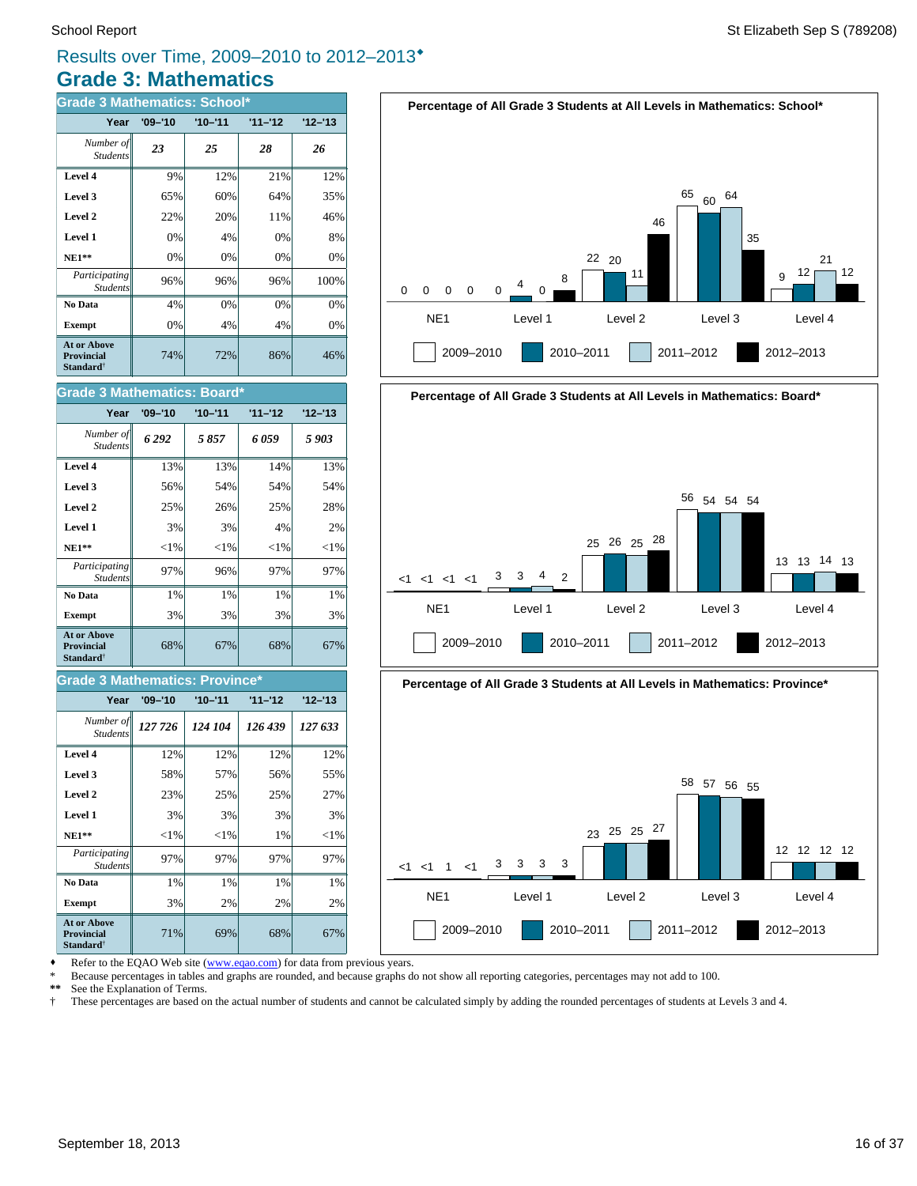# Results over Time, 2009–2010 to 2012–2013♦

## Grade 3: Mathematics

### Grade 3 Mathematics: School*

| Year | '09–'10 | '10–'11 | '11–'12 | '12–'13 |
|---|---|---|---|---|
| *Number of Students* | *23* | *25* | *28* | *26* |
| **Level 4** | 9% | 12% | 21% | 12% |
| **Level 3** | 65% | 60% | 64% | 35% |
| **Level 2** | 22% | 20% | 11% | 46% |
| **Level 1** | 0% | 4% | 0% | 8% |
| **NE1**** | 0% | 0% | 0% | 0% |
| *Participating Students* | 96% | 96% | 96% | 100% |
| **No Data** | 4% | 0% | 0% | 0% |
| **Exempt** | 0% | 4% | 4% | 0% |
| **At or Above Provincial Standard†** | 74% | 72% | 86% | 46% |

### Grade 3 Mathematics: Board*

| Year | '09–'10 | '10–'11 | '11–'12 | '12–'13 |
|---|---|---|---|---|
| *Number of Students* | *6 292* | *5 857* | *6 059* | *5 903* |
| **Level 4** | 13% | 13% | 14% | 13% |
| **Level 3** | 56% | 54% | 54% | 54% |
| **Level 2** | 25% | 26% | 25% | 28% |
| **Level 1** | 3% | 3% | 4% | 2% |
| **NE1**** | <1% | <1% | <1% | <1% |
| *Participating Students* | 97% | 96% | 97% | 97% |
| **No Data** | 1% | 1% | 1% | 1% |
| **Exempt** | 3% | 3% | 3% | 3% |
| **At or Above Provincial Standard†** | 68% | 67% | 68% | 67% |

### Grade 3 Mathematics: Province*

| Year | '09–'10 | '10–'11 | '11–'12 | '12–'13 |
|---|---|---|---|---|
| *Number of Students* | *127 726* | *124 104* | *126 439* | *127 633* |
| **Level 4** | 12% | 12% | 12% | 12% |
| **Level 3** | 58% | 57% | 56% | 55% |
| **Level 2** | 23% | 25% | 25% | 27% |
| **Level 1** | 3% | 3% | 3% | 3% |
| **NE1**** | <1% | <1% | 1% | <1% |
| *Participating Students* | 97% | 97% | 97% | 97% |
| **No Data** | 1% | 1% | 1% | 1% |
| **Exempt** | 3% | 2% | 2% | 2% |
| **At or Above Provincial Standard†** | 71% | 69% | 68% | 67% |

**Percentage of All Grade 3 Students at All Levels in Mathematics: School***

| | 2009–2010 | 2010–2011 | 2011–2012 | 2012–2013 |
|---|---|---|---|---|
| NE1 | 0 | 0 | 0 | 0 |
| Level 1 | 0 | 4 | 0 | 8 |
| Level 2 | 22 | 20 | 11 | 46 |
| Level 3 | 65 | 60 | 64 | 35 |
| Level 4 | 9 | 12 | 21 | 12 |

**Percentage of All Grade 3 Students at All Levels in Mathematics: Board***

| | 2009–2010 | 2010–2011 | 2011–2012 | 2012–2013 |
|---|---|---|---|---|
| NE1 | <1 | <1 | <1 | <1 |
| Level 1 | 3 | 3 | 4 | 2 |
| Level 2 | 25 | 26 | 25 | 28 |
| Level 3 | 56 | 54 | 54 | 54 |
| Level 4 | 13 | 13 | 14 | 13 |

**Percentage of All Grade 3 Students at All Levels in Mathematics: Province***

| | 2009–2010 | 2010–2011 | 2011–2012 | 2012–2013 |
|---|---|---|---|---|
| NE1 | <1 | <1 | 1 | <1 |
| Level 1 | 3 | 3 | 3 | 3 |
| Level 2 | 23 | 25 | 25 | 27 |
| Level 3 | 58 | 57 | 56 | 55 |
| Level 4 | 12 | 12 | 12 | 12 |

♦ Refer to the EQAO Web site (www.eqao.com) for data from previous years.
\* Because percentages in tables and graphs are rounded, and because graphs do not show all reporting categories, percentages may not add to 100.
** See the Explanation of Terms.
† These percentages are based on the actual number of students and cannot be calculated simply by adding the rounded percentages of students at Levels 3 and 4.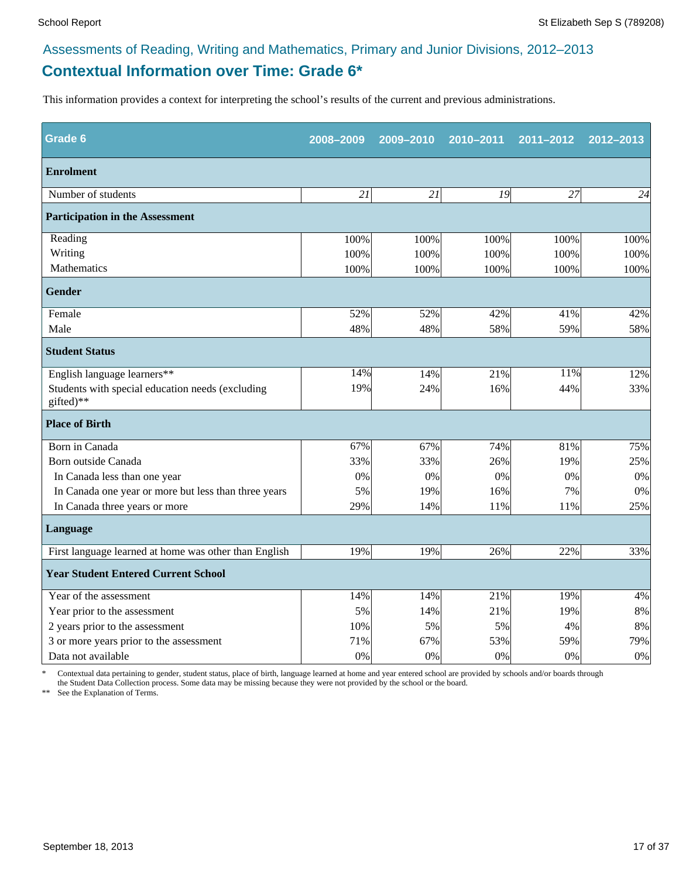## Assessments of Reading, Writing and Mathematics, Primary and Junior Divisions, 2012–2013

# Contextual Information over Time: Grade 6*

This information provides a context for interpreting the school's results of the current and previous administrations.

| Grade 6 | 2008–2009 | 2009–2010 | 2010–2011 | 2011–2012 | 2012–2013 |
|---|---|---|---|---|---|
| **Enrolment** | | | | | |
| Number of students | *21* | *21* | *19* | *27* | *24* |
| **Participation in the Assessment** | | | | | |
| Reading | 100% | 100% | 100% | 100% | 100% |
| Writing | 100% | 100% | 100% | 100% | 100% |
| Mathematics | 100% | 100% | 100% | 100% | 100% |
| **Gender** | | | | | |
| Female | 52% | 52% | 42% | 41% | 42% |
| Male | 48% | 48% | 58% | 59% | 58% |
| **Student Status** | | | | | |
| English language learners** | 14% | 14% | 21% | 11% | 12% |
| Students with special education needs (excluding gifted)** | 19% | 24% | 16% | 44% | 33% |
| **Place of Birth** | | | | | |
| Born in Canada | 67% | 67% | 74% | 81% | 75% |
| Born outside Canada | 33% | 33% | 26% | 19% | 25% |
| In Canada less than one year | 0% | 0% | 0% | 0% | 0% |
| In Canada one year or more but less than three years | 5% | 19% | 16% | 7% | 0% |
| In Canada three years or more | 29% | 14% | 11% | 11% | 25% |
| **Language** | | | | | |
| First language learned at home was other than English | 19% | 19% | 26% | 22% | 33% |
| **Year Student Entered Current School** | | | | | |
| Year of the assessment | 14% | 14% | 21% | 19% | 4% |
| Year prior to the assessment | 5% | 14% | 21% | 19% | 8% |
| 2 years prior to the assessment | 10% | 5% | 5% | 4% | 8% |
| 3 or more years prior to the assessment | 71% | 67% | 53% | 59% | 79% |
| Data not available | 0% | 0% | 0% | 0% | 0% |

\* Contextual data pertaining to gender, student status, place of birth, language learned at home and year entered school are provided by schools and/or boards through the Student Data Collection process. Some data may be missing because they were not provided by the school or the board.

\*\* See the Explanation of Terms.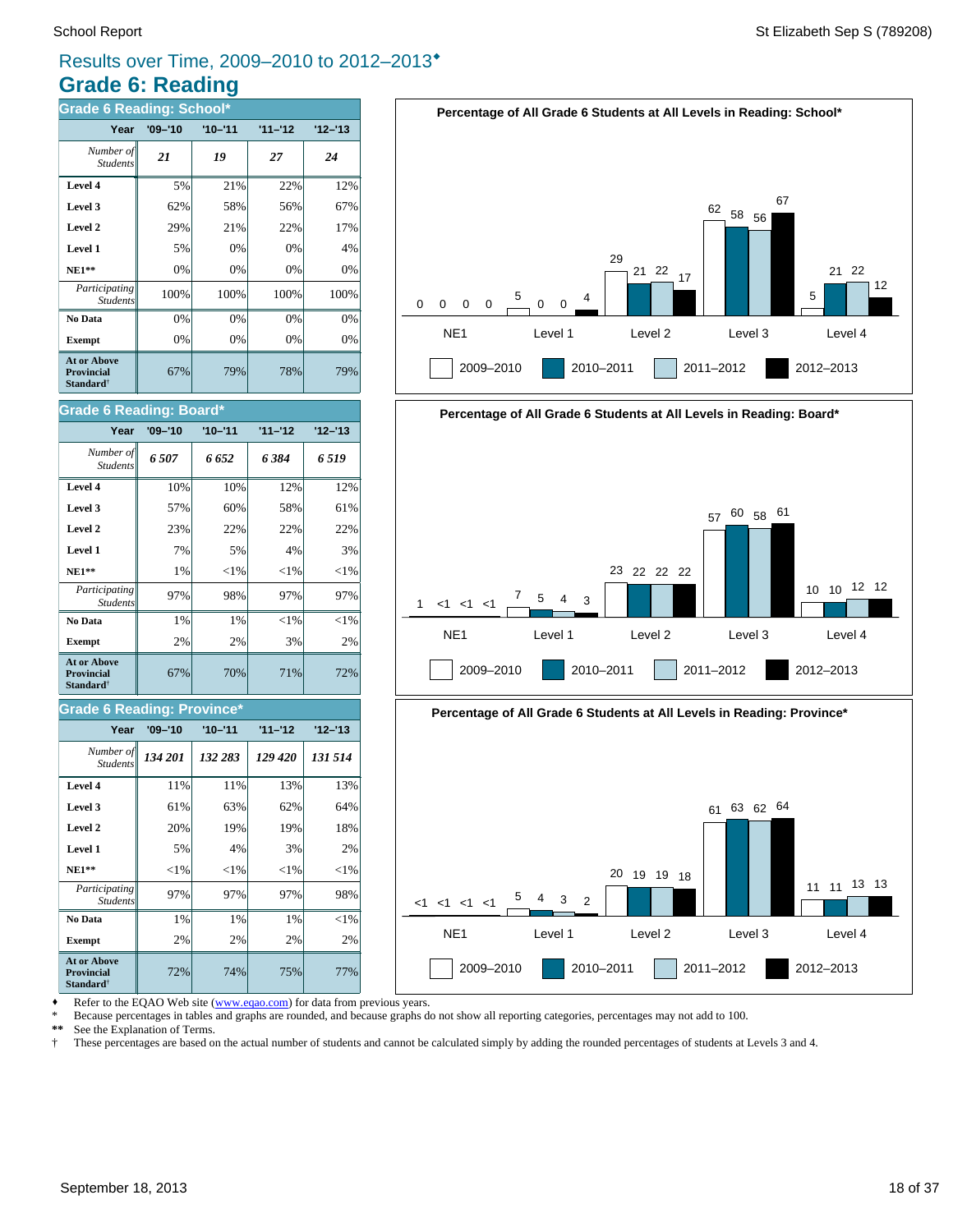## Results over Time, 2009–2010 to 2012–2013♦

# Grade 6: Reading

### Grade 6 Reading: School*

| Year | '09–'10 | '10–'11 | '11–'12 | '12–'13 |
|---|---|---|---|---|
| *Number of Students* | ***21*** | ***19*** | ***27*** | ***24*** |
| **Level 4** | 5% | 21% | 22% | 12% |
| **Level 3** | 62% | 58% | 56% | 67% |
| **Level 2** | 29% | 21% | 22% | 17% |
| **Level 1** | 5% | 0% | 0% | 4% |
| **NE1**** | 0% | 0% | 0% | 0% |
| *Participating Students* | 100% | 100% | 100% | 100% |
| **No Data** | 0% | 0% | 0% | 0% |
| **Exempt** | 0% | 0% | 0% | 0% |
| **At or Above Provincial Standard†** | 67% | 79% | 78% | 79% |

### Grade 6 Reading: Board*

| Year | '09–'10 | '10–'11 | '11–'12 | '12–'13 |
|---|---|---|---|---|
| *Number of Students* | ***6 507*** | ***6 652*** | ***6 384*** | ***6 519*** |
| **Level 4** | 10% | 10% | 12% | 12% |
| **Level 3** | 57% | 60% | 58% | 61% |
| **Level 2** | 23% | 22% | 22% | 22% |
| **Level 1** | 7% | 5% | 4% | 3% |
| **NE1**** | 1% | <1% | <1% | <1% |
| *Participating Students* | 97% | 98% | 97% | 97% |
| **No Data** | 1% | 1% | <1% | <1% |
| **Exempt** | 2% | 2% | 3% | 2% |
| **At or Above Provincial Standard†** | 67% | 70% | 71% | 72% |

### Grade 6 Reading: Province*

| Year | '09–'10 | '10–'11 | '11–'12 | '12–'13 |
|---|---|---|---|---|
| *Number of Students* | ***134 201*** | ***132 283*** | ***129 420*** | ***131 514*** |
| **Level 4** | 11% | 11% | 13% | 13% |
| **Level 3** | 61% | 63% | 62% | 64% |
| **Level 2** | 20% | 19% | 19% | 18% |
| **Level 1** | 5% | 4% | 3% | 2% |
| **NE1**** | <1% | <1% | <1% | <1% |
| *Participating Students* | 97% | 97% | 97% | 98% |
| **No Data** | 1% | 1% | 1% | <1% |
| **Exempt** | 2% | 2% | 2% | 2% |
| **At or Above Provincial Standard†** | 72% | 74% | 75% | 77% |

**Percentage of All Grade 6 Students at All Levels in Reading: School***

| | NE1 | Level 1 | Level 2 | Level 3 | Level 4 |
|---|---|---|---|---|---|
| 2009–2010 | 0 | 5 | 29 | 62 | 5 |
| 2010–2011 | 0 | 0 | 21 | 58 | 21 |
| 2011–2012 | 0 | 0 | 22 | 56 | 22 |
| 2012–2013 | 0 | 4 | 17 | 67 | 12 |

**Percentage of All Grade 6 Students at All Levels in Reading: Board***

| | NE1 | Level 1 | Level 2 | Level 3 | Level 4 |
|---|---|---|---|---|---|
| 2009–2010 | 1 | 7 | 23 | 57 | 10 |
| 2010–2011 | <1 | 5 | 22 | 60 | 10 |
| 2011–2012 | <1 | 4 | 22 | 58 | 12 |
| 2012–2013 | <1 | 3 | 22 | 61 | 12 |

**Percentage of All Grade 6 Students at All Levels in Reading: Province***

| | NE1 | Level 1 | Level 2 | Level 3 | Level 4 |
|---|---|---|---|---|---|
| 2009–2010 | <1 | 5 | 20 | 61 | 11 |
| 2010–2011 | <1 | 4 | 19 | 63 | 11 |
| 2011–2012 | <1 | 3 | 19 | 62 | 13 |
| 2012–2013 | <1 | 2 | 18 | 64 | 13 |

♦ Refer to the EQAO Web site (www.eqao.com) for data from previous years.
* Because percentages in tables and graphs are rounded, and because graphs do not show all reporting categories, percentages may not add to 100.
** See the Explanation of Terms.
† These percentages are based on the actual number of students and cannot be calculated simply by adding the rounded percentages of students at Levels 3 and 4.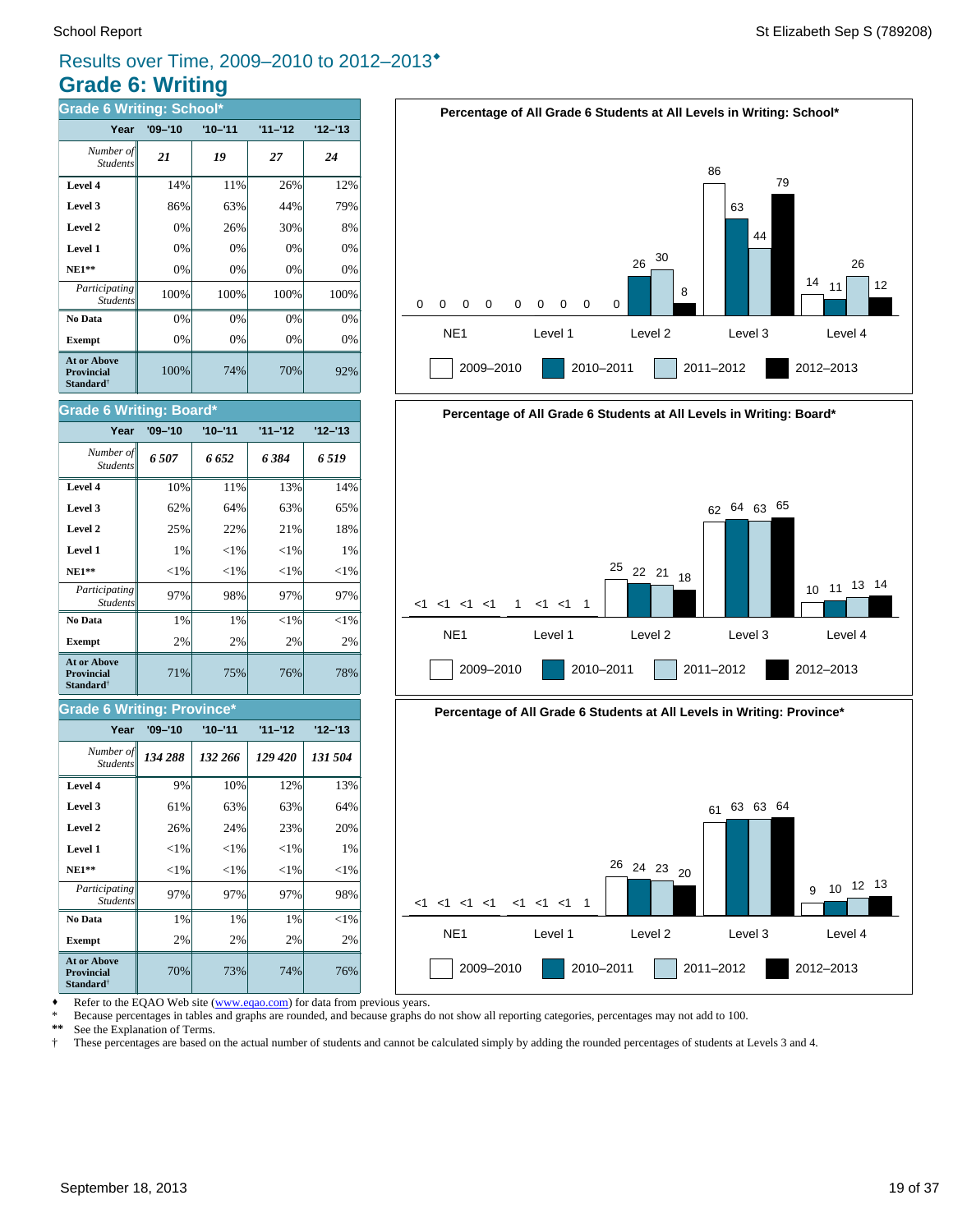Results over Time, 2009–2010 to 2012–2013♦

# Grade 6: Writing

### Grade 6 Writing: School*

| Year | '09–'10 | '10–'11 | '11–'12 | '12–'13 |
|---|---|---|---|---|
| *Number of Students* | *21* | *19* | *27* | *24* |
| **Level 4** | 14% | 11% | 26% | 12% |
| **Level 3** | 86% | 63% | 44% | 79% |
| **Level 2** | 0% | 26% | 30% | 8% |
| **Level 1** | 0% | 0% | 0% | 0% |
| **NE1\*\*** | 0% | 0% | 0% | 0% |
| *Participating Students* | 100% | 100% | 100% | 100% |
| **No Data** | 0% | 0% | 0% | 0% |
| **Exempt** | 0% | 0% | 0% | 0% |
| **At or Above Provincial Standard†** | 100% | 74% | 70% | 92% |

### Grade 6 Writing: Board*

| Year | '09–'10 | '10–'11 | '11–'12 | '12–'13 |
|---|---|---|---|---|
| *Number of Students* | *6 507* | *6 652* | *6 384* | *6 519* |
| **Level 4** | 10% | 11% | 13% | 14% |
| **Level 3** | 62% | 64% | 63% | 65% |
| **Level 2** | 25% | 22% | 21% | 18% |
| **Level 1** | 1% | <1% | <1% | 1% |
| **NE1\*\*** | <1% | <1% | <1% | <1% |
| *Participating Students* | 97% | 98% | 97% | 97% |
| **No Data** | 1% | 1% | <1% | <1% |
| **Exempt** | 2% | 2% | 2% | 2% |
| **At or Above Provincial Standard†** | 71% | 75% | 76% | 78% |

### Grade 6 Writing: Province*

| Year | '09–'10 | '10–'11 | '11–'12 | '12–'13 |
|---|---|---|---|---|
| *Number of Students* | *134 288* | *132 266* | *129 420* | *131 504* |
| **Level 4** | 9% | 10% | 12% | 13% |
| **Level 3** | 61% | 63% | 63% | 64% |
| **Level 2** | 26% | 24% | 23% | 20% |
| **Level 1** | <1% | <1% | <1% | 1% |
| **NE1\*\*** | <1% | <1% | <1% | <1% |
| *Participating Students* | 97% | 97% | 97% | 98% |
| **No Data** | 1% | 1% | 1% | <1% |
| **Exempt** | 2% | 2% | 2% | 2% |
| **At or Above Provincial Standard†** | 70% | 73% | 74% | 76% |

**Percentage of All Grade 6 Students at All Levels in Writing: School***

| | NE1 | Level 1 | Level 2 | Level 3 | Level 4 |
|---|---|---|---|---|---|
| 2009–2010 | 0 | 0 | 0 | 86 | 14 |
| 2010–2011 | 0 | 0 | 26 | 63 | 11 |
| 2011–2012 | 0 | 0 | 30 | 44 | 26 |
| 2012–2013 | 0 | 0 | 8 | 79 | 12 |

**Percentage of All Grade 6 Students at All Levels in Writing: Board***

| | NE1 | Level 1 | Level 2 | Level 3 | Level 4 |
|---|---|---|---|---|---|
| 2009–2010 | <1 | 1 | 25 | 62 | 10 |
| 2010–2011 | <1 | <1 | 22 | 64 | 11 |
| 2011–2012 | <1 | <1 | 21 | 63 | 13 |
| 2012–2013 | <1 | 1 | 18 | 65 | 14 |

**Percentage of All Grade 6 Students at All Levels in Writing: Province***

| | NE1 | Level 1 | Level 2 | Level 3 | Level 4 |
|---|---|---|---|---|---|
| 2009–2010 | <1 | <1 | 26 | 61 | 9 |
| 2010–2011 | <1 | <1 | 24 | 63 | 10 |
| 2011–2012 | <1 | <1 | 23 | 63 | 12 |
| 2012–2013 | <1 | 1 | 20 | 64 | 13 |

♦ Refer to the EQAO Web site (www.eqao.com) for data from previous years.
\* Because percentages in tables and graphs are rounded, and because graphs do not show all reporting categories, percentages may not add to 100.
\*\* See the Explanation of Terms.
† These percentages are based on the actual number of students and cannot be calculated simply by adding the rounded percentages of students at Levels 3 and 4.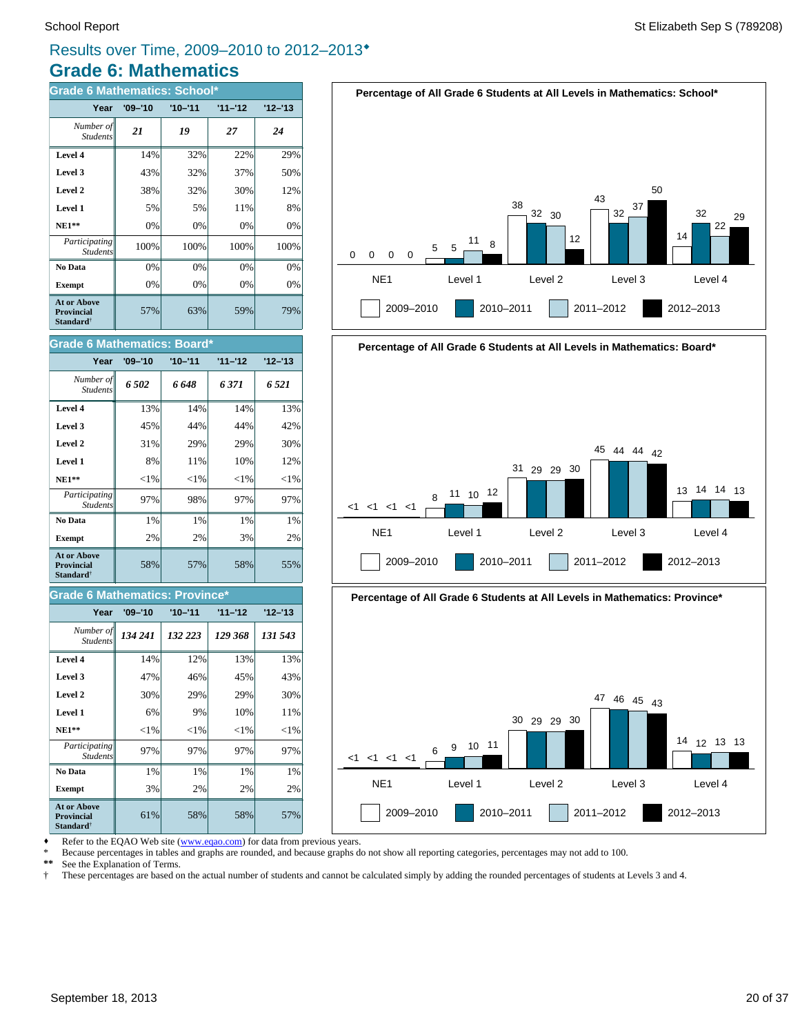# Results over Time, 2009–2010 to 2012–2013♦

## Grade 6: Mathematics

### Grade 6 Mathematics: School*

| Year | '09–'10 | '10–'11 | '11–'12 | '12–'13 |
|---|---|---|---|---|
| *Number of Students* | ***21*** | ***19*** | ***27*** | ***24*** |
| **Level 4** | 14% | 32% | 22% | 29% |
| **Level 3** | 43% | 32% | 37% | 50% |
| **Level 2** | 38% | 32% | 30% | 12% |
| **Level 1** | 5% | 5% | 11% | 8% |
| **NE1\*\*** | 0% | 0% | 0% | 0% |
| *Participating Students* | 100% | 100% | 100% | 100% |
| **No Data** | 0% | 0% | 0% | 0% |
| **Exempt** | 0% | 0% | 0% | 0% |
| **At or Above Provincial Standard†** | 57% | 63% | 59% | 79% |

### Grade 6 Mathematics: Board*

| Year | '09–'10 | '10–'11 | '11–'12 | '12–'13 |
|---|---|---|---|---|
| *Number of Students* | ***6 502*** | ***6 648*** | ***6 371*** | ***6 521*** |
| **Level 4** | 13% | 14% | 14% | 13% |
| **Level 3** | 45% | 44% | 44% | 42% |
| **Level 2** | 31% | 29% | 29% | 30% |
| **Level 1** | 8% | 11% | 10% | 12% |
| **NE1\*\*** | <1% | <1% | <1% | <1% |
| *Participating Students* | 97% | 98% | 97% | 97% |
| **No Data** | 1% | 1% | 1% | 1% |
| **Exempt** | 2% | 2% | 3% | 2% |
| **At or Above Provincial Standard†** | 58% | 57% | 58% | 55% |

### Grade 6 Mathematics: Province*

| Year | '09–'10 | '10–'11 | '11–'12 | '12–'13 |
|---|---|---|---|---|
| *Number of Students* | ***134 241*** | ***132 223*** | ***129 368*** | ***131 543*** |
| **Level 4** | 14% | 12% | 13% | 13% |
| **Level 3** | 47% | 46% | 45% | 43% |
| **Level 2** | 30% | 29% | 29% | 30% |
| **Level 1** | 6% | 9% | 10% | 11% |
| **NE1\*\*** | <1% | <1% | <1% | <1% |
| *Participating Students* | 97% | 97% | 97% | 97% |
| **No Data** | 1% | 1% | 1% | 1% |
| **Exempt** | 3% | 2% | 2% | 2% |
| **At or Above Provincial Standard†** | 61% | 58% | 58% | 57% |

**Percentage of All Grade 6 Students at All Levels in Mathematics: School***

| | NE1 | Level 1 | Level 2 | Level 3 | Level 4 |
|---|---|---|---|---|---|
| 2009–2010 | 0 | 5 | 38 | 43 | 14 |
| 2010–2011 | 0 | 5 | 32 | 32 | 32 |
| 2011–2012 | 0 | 11 | 30 | 37 | 22 |
| 2012–2013 | 0 | 8 | 12 | 50 | 29 |

**Percentage of All Grade 6 Students at All Levels in Mathematics: Board***

| | NE1 | Level 1 | Level 2 | Level 3 | Level 4 |
|---|---|---|---|---|---|
| 2009–2010 | <1 | 8 | 31 | 45 | 13 |
| 2010–2011 | <1 | 11 | 29 | 44 | 14 |
| 2011–2012 | <1 | 10 | 29 | 44 | 14 |
| 2012–2013 | <1 | 12 | 30 | 42 | 13 |

**Percentage of All Grade 6 Students at All Levels in Mathematics: Province***

| | NE1 | Level 1 | Level 2 | Level 3 | Level 4 |
|---|---|---|---|---|---|
| 2009–2010 | <1 | 6 | 30 | 47 | 14 |
| 2010–2011 | <1 | 9 | 29 | 46 | 12 |
| 2011–2012 | <1 | 10 | 29 | 45 | 13 |
| 2012–2013 | <1 | 11 | 30 | 43 | 13 |

♦ Refer to the EQAO Web site (www.eqao.com) for data from previous years.
\* Because percentages in tables and graphs are rounded, and because graphs do not show all reporting categories, percentages may not add to 100.
\*\* See the Explanation of Terms.
† These percentages are based on the actual number of students and cannot be calculated simply by adding the rounded percentages of students at Levels 3 and 4.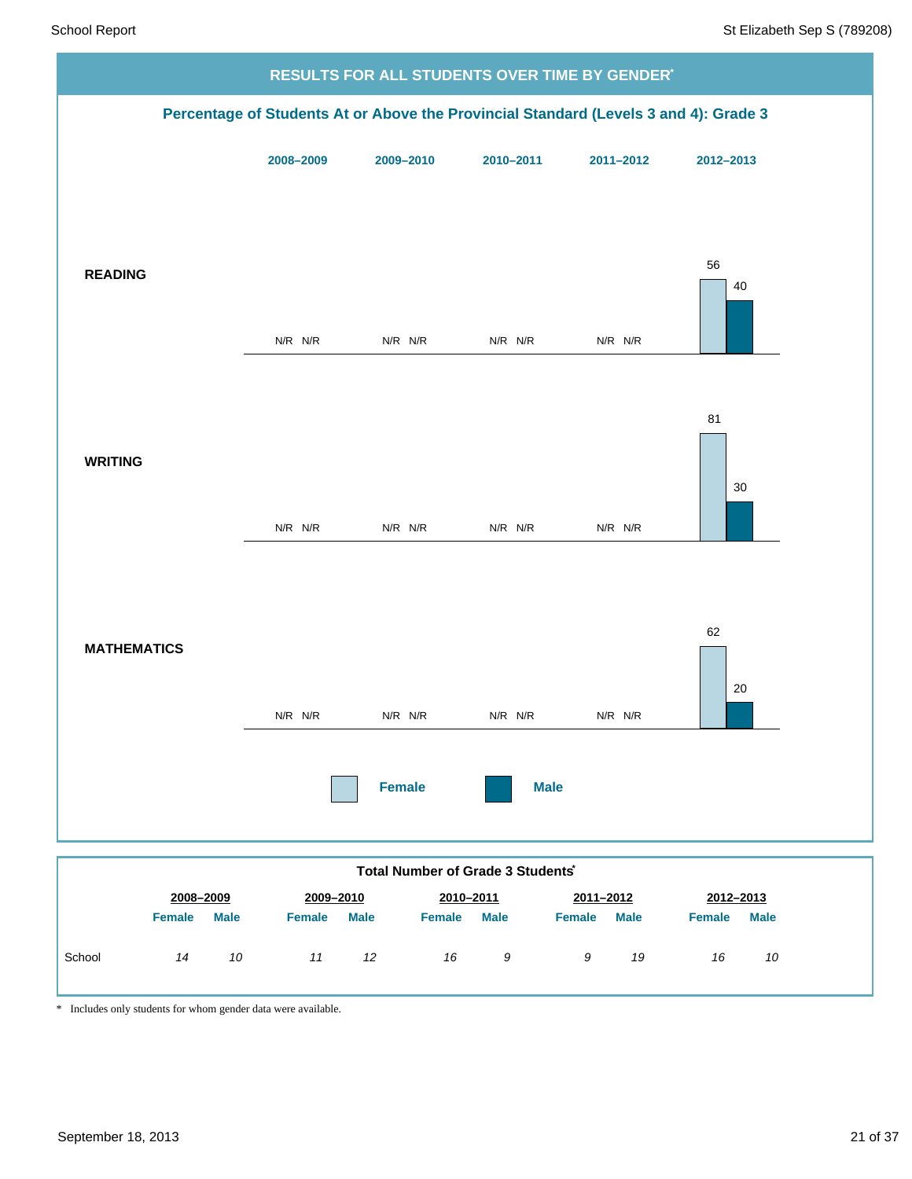## RESULTS FOR ALL STUDENTS OVER TIME BY GENDER*

### Percentage of Students At or Above the Provincial Standard (Levels 3 and 4): Grade 3

| | 2008–2009 | | 2009–2010 | | 2010–2011 | | 2011–2012 | | 2012–2013 | |
|---|---|---|---|---|---|---|---|---|---|---|
| | Female | Male | Female | Male | Female | Male | Female | Male | Female | Male |
| **READING** | N/R | N/R | N/R | N/R | N/R | N/R | N/R | N/R | 56 | 40 |
| **WRITING** | N/R | N/R | N/R | N/R | N/R | N/R | N/R | N/R | 81 | 30 |
| **MATHEMATICS** | N/R | N/R | N/R | N/R | N/R | N/R | N/R | N/R | 62 | 20 |

### Total Number of Grade 3 Students*

| | 2008–2009 | | 2009–2010 | | 2010–2011 | | 2011–2012 | | 2012–2013 | |
|---|---|---|---|---|---|---|---|---|---|---|
| | Female | Male | Female | Male | Female | Male | Female | Male | Female | Male |
| School | *14* | *10* | *11* | *12* | *16* | *9* | *9* | *19* | *16* | *10* |

\* Includes only students for whom gender data were available.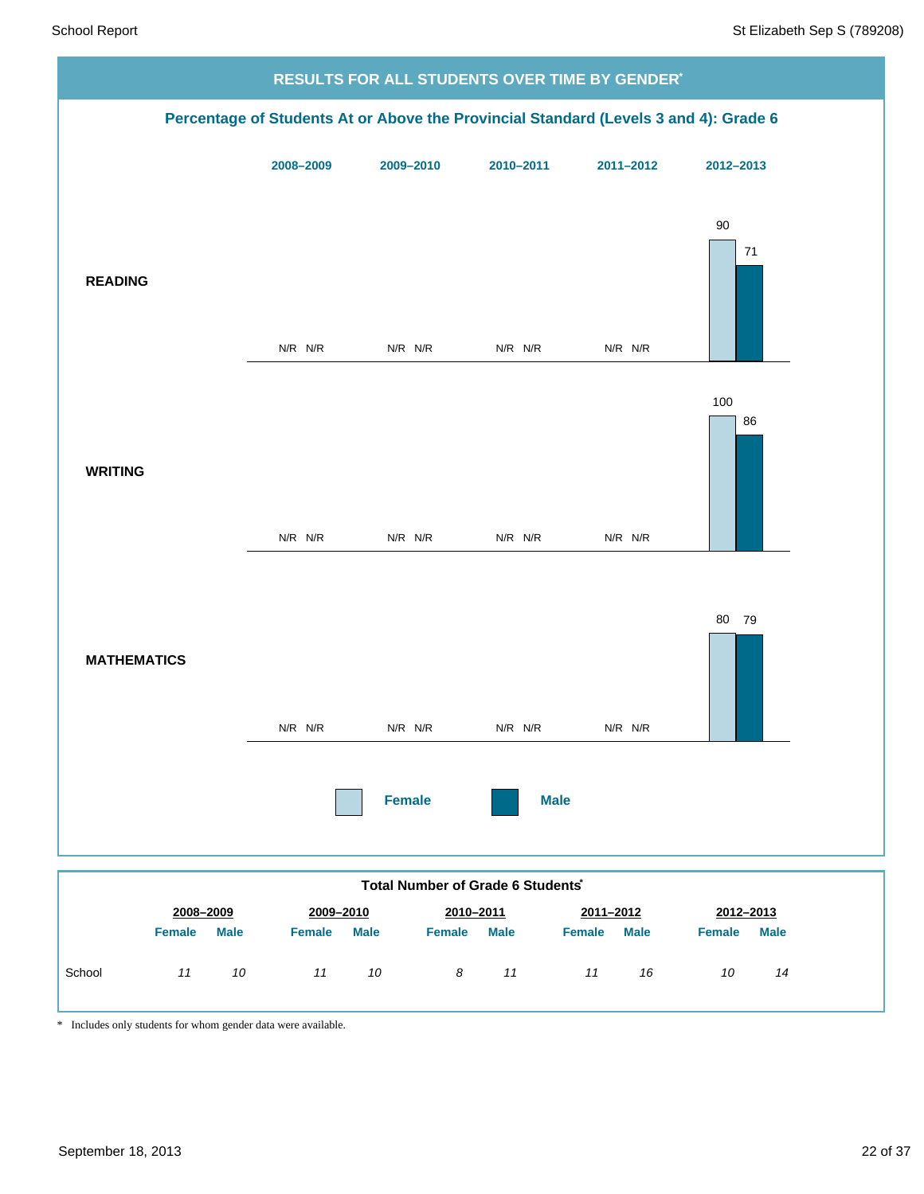## RESULTS FOR ALL STUDENTS OVER TIME BY GENDER*

### Percentage of Students At or Above the Provincial Standard (Levels 3 and 4): Grade 6

| | 2008–2009 Female | 2008–2009 Male | 2009–2010 Female | 2009–2010 Male | 2010–2011 Female | 2010–2011 Male | 2011–2012 Female | 2011–2012 Male | 2012–2013 Female | 2012–2013 Male |
|---|---|---|---|---|---|---|---|---|---|---|
| **READING** | N/R | N/R | N/R | N/R | N/R | N/R | N/R | N/R | 90 | 71 |
| **WRITING** | N/R | N/R | N/R | N/R | N/R | N/R | N/R | N/R | 100 | 86 |
| **MATHEMATICS** | N/R | N/R | N/R | N/R | N/R | N/R | N/R | N/R | 80 | 79 |

**Total Number of Grade 6 Students***

| | 2008–2009 | | 2009–2010 | | 2010–2011 | | 2011–2012 | | 2012–2013 | |
|---|---|---|---|---|---|---|---|---|---|---|
| | Female | Male | Female | Male | Female | Male | Female | Male | Female | Male |
| School | *11* | *10* | *11* | *10* | *8* | *11* | *11* | *16* | *10* | *14* |

\* Includes only students for whom gender data were available.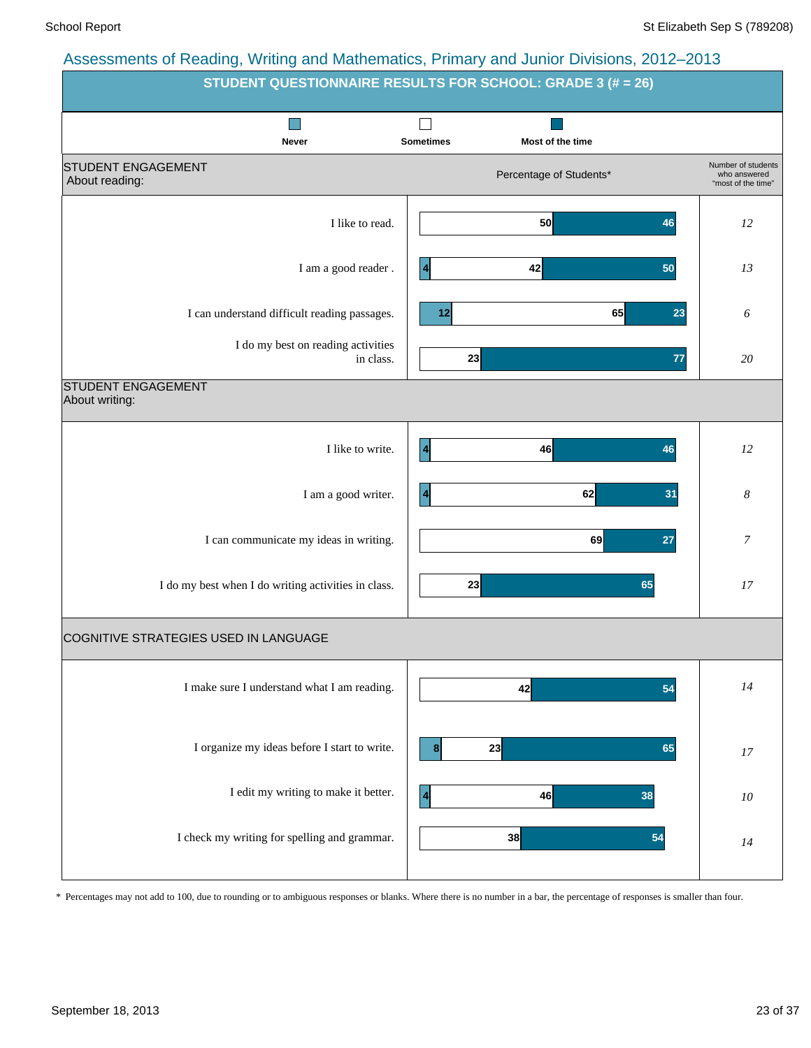## Assessments of Reading, Writing and Mathematics, Primary and Junior Divisions, 2012–2013

### STUDENT QUESTIONNAIRE RESULTS FOR SCHOOL: GRADE 3 (# = 26)

Percentage of Students*

| | Never | Sometimes | Most of the time | Number of students who answered "most of the time" |
|---|---|---|---|---|
| **STUDENT ENGAGEMENT About reading:** | | | | |
| I like to read. | | 50 | 46 | 12 |
| I am a good reader . | 4 | 42 | 50 | 13 |
| I can understand difficult reading passages. | 12 | 65 | 23 | 6 |
| I do my best on reading activities in class. | | 23 | 77 | 20 |
| **STUDENT ENGAGEMENT About writing:** | | | | |
| I like to write. | 4 | 46 | 46 | 12 |
| I am a good writer. | 4 | 62 | 31 | 8 |
| I can communicate my ideas in writing. | | 69 | 27 | 7 |
| I do my best when I do writing activities in class. | | 23 | 65 | 17 |
| **COGNITIVE STRATEGIES USED IN LANGUAGE** | | | | |
| I make sure I understand what I am reading. | | 42 | 54 | 14 |
| I organize my ideas before I start to write. | 8 | 23 | 65 | 17 |
| I edit my writing to make it better. | 4 | 46 | 38 | 10 |
| I check my writing for spelling and grammar. | | 38 | 54 | 14 |

\* Percentages may not add to 100, due to rounding or to ambiguous responses or blanks. Where there is no number in a bar, the percentage of responses is smaller than four.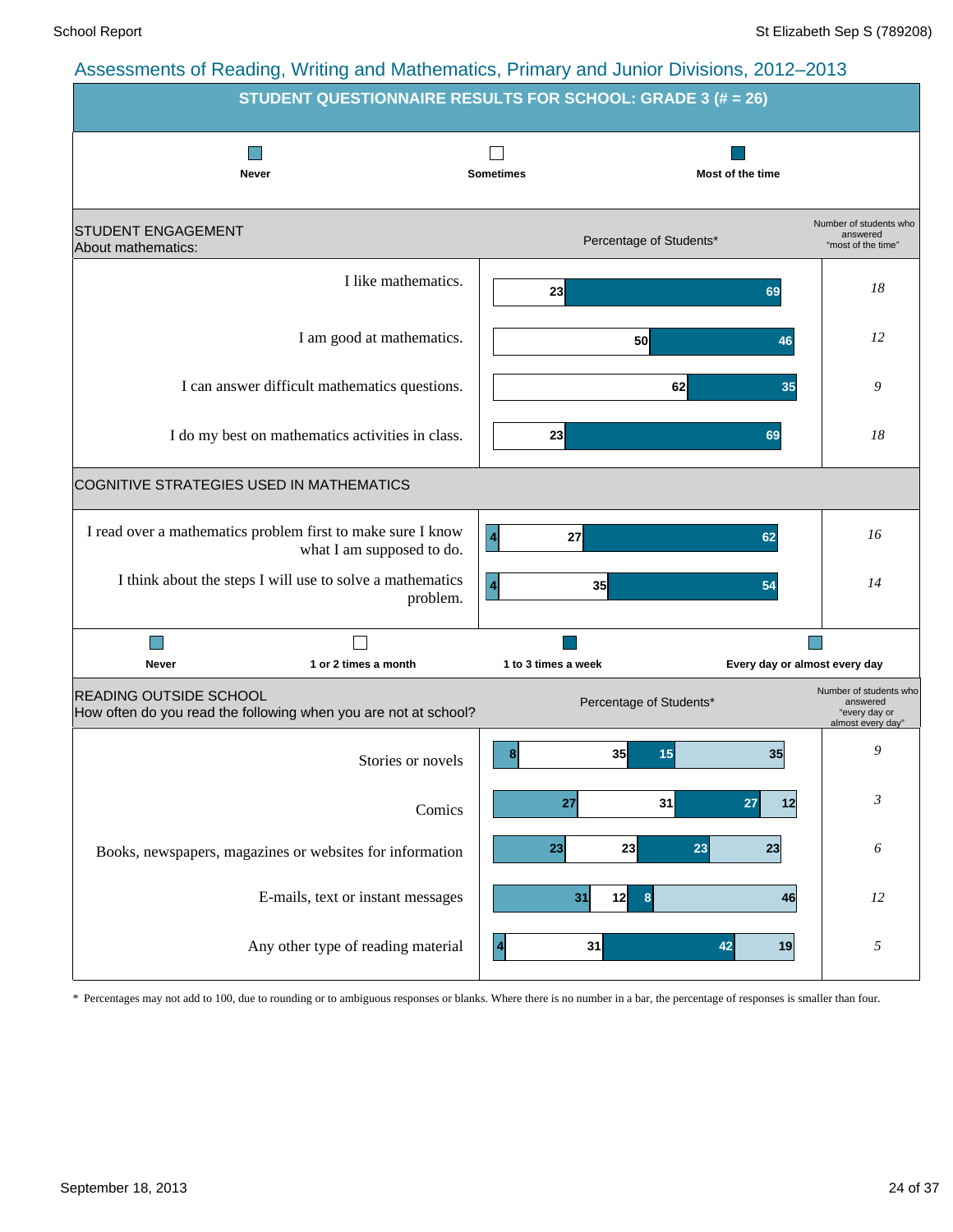## Assessments of Reading, Writing and Mathematics, Primary and Junior Divisions, 2012–2013

### STUDENT QUESTIONNAIRE RESULTS FOR SCHOOL: GRADE 3 (# = 26)

Legend: Never | Sometimes | Most of the time

**STUDENT ENGAGEMENT**
About mathematics:

| Statement | Never | Sometimes | Most of the time | Number of students who answered "most of the time" |
|---|---|---|---|---|
| I like mathematics. | | 23 | 69 | 18 |
| I am good at mathematics. | | 50 | 46 | 12 |
| I can answer difficult mathematics questions. | | 62 | 35 | 9 |
| I do my best on mathematics activities in class. | | 23 | 69 | 18 |

**COGNITIVE STRATEGIES USED IN MATHEMATICS**

| Statement | Never | Sometimes | Most of the time | Number of students who answered "most of the time" |
|---|---|---|---|---|
| I read over a mathematics problem first to make sure I know what I am supposed to do. | 4 | 27 | 62 | 16 |
| I think about the steps I will use to solve a mathematics problem. | 4 | 35 | 54 | 14 |

Legend: Never | 1 or 2 times a month | 1 to 3 times a week | Every day or almost every day

**READING OUTSIDE SCHOOL**
How often do you read the following when you are not at school?

| Material | Never | 1 or 2 times a month | 1 to 3 times a week | Every day or almost every day | Number of students who answered "every day or almost every day" |
|---|---|---|---|---|---|
| Stories or novels | 8 | 35 | 15 | 35 | 9 |
| Comics | 27 | 31 | 27 | 12 | 3 |
| Books, newspapers, magazines or websites for information | 23 | 23 | 23 | 23 | 6 |
| E-mails, text or instant messages | 31 | 12 | 8 | 46 | 12 |
| Any other type of reading material | 4 | 31 | 42 | 19 | 5 |

\* Percentages may not add to 100, due to rounding or to ambiguous responses or blanks. Where there is no number in a bar, the percentage of responses is smaller than four.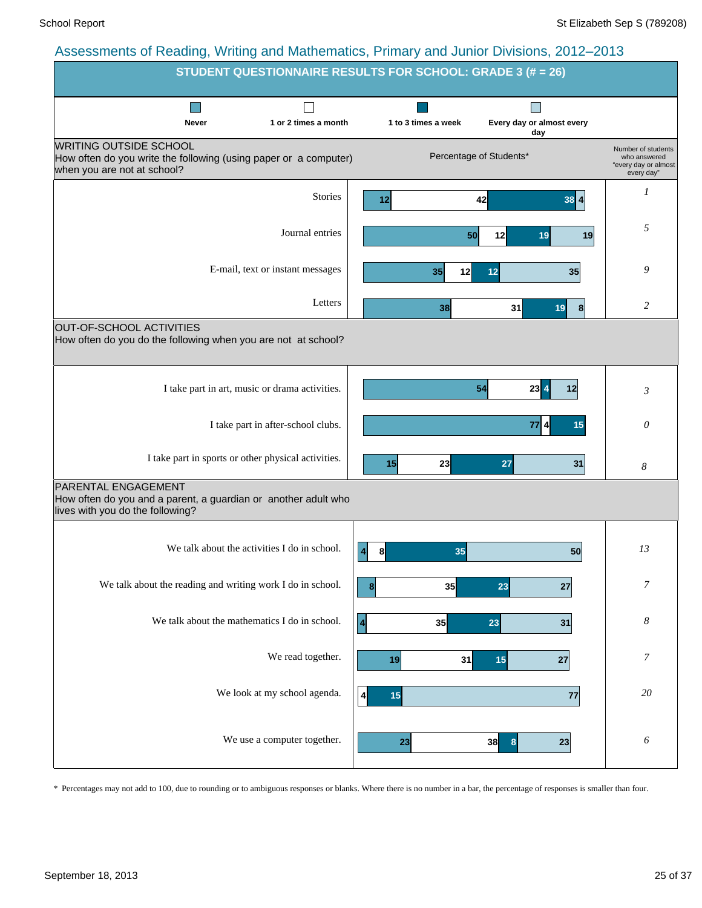## Assessments of Reading, Writing and Mathematics, Primary and Junior Divisions, 2012–2013

### STUDENT QUESTIONNAIRE RESULTS FOR SCHOOL: GRADE 3 (# = 26)

Percentage of Students*

| WRITING OUTSIDE SCHOOL<br>How often do you write the following (using paper or a computer) when you are not at school? | Never | 1 or 2 times a month | 1 to 3 times a week | Every day or almost every day | Number of students who answered "every day or almost every day" |
|---|---|---|---|---|---|
| Stories | 12 | 42 | 38 | 4 | 1 |
| Journal entries | 50 | 12 | 19 | 19 | 5 |
| E-mail, text or instant messages | 35 | 12 | 12 | 35 | 9 |
| Letters | 38 | 31 | 19 | 8 | 2 |

| OUT-OF-SCHOOL ACTIVITIES<br>How often do you do the following when you are not at school? | Never | 1 or 2 times a month | 1 to 3 times a week | Every day or almost every day | Number of students who answered "every day or almost every day" |
|---|---|---|---|---|---|
| I take part in art, music or drama activities. | 54 | 23 | 4 | 12 | 3 |
| I take part in after-school clubs. | 77 | 4 | 15 | | 0 |
| I take part in sports or other physical activities. | 15 | 23 | 27 | 31 | 8 |

| PARENTAL ENGAGEMENT<br>How often do you and a parent, a guardian or another adult who lives with you do the following? | Never | 1 or 2 times a month | 1 to 3 times a week | Every day or almost every day | Number of students who answered "every day or almost every day" |
|---|---|---|---|---|---|
| We talk about the activities I do in school. | 4 | 8 | 35 | 50 | 13 |
| We talk about the reading and writing work I do in school. | 8 | 35 | 23 | 27 | 7 |
| We talk about the mathematics I do in school. | 4 | 35 | 23 | 31 | 8 |
| We read together. | 19 | 31 | 15 | 27 | 7 |
| We look at my school agenda. | | 4 | 15 | 77 | 20 |
| We use a computer together. | 23 | 38 | 8 | 23 | 6 |

\* Percentages may not add to 100, due to rounding or to ambiguous responses or blanks. Where there is no number in a bar, the percentage of responses is smaller than four.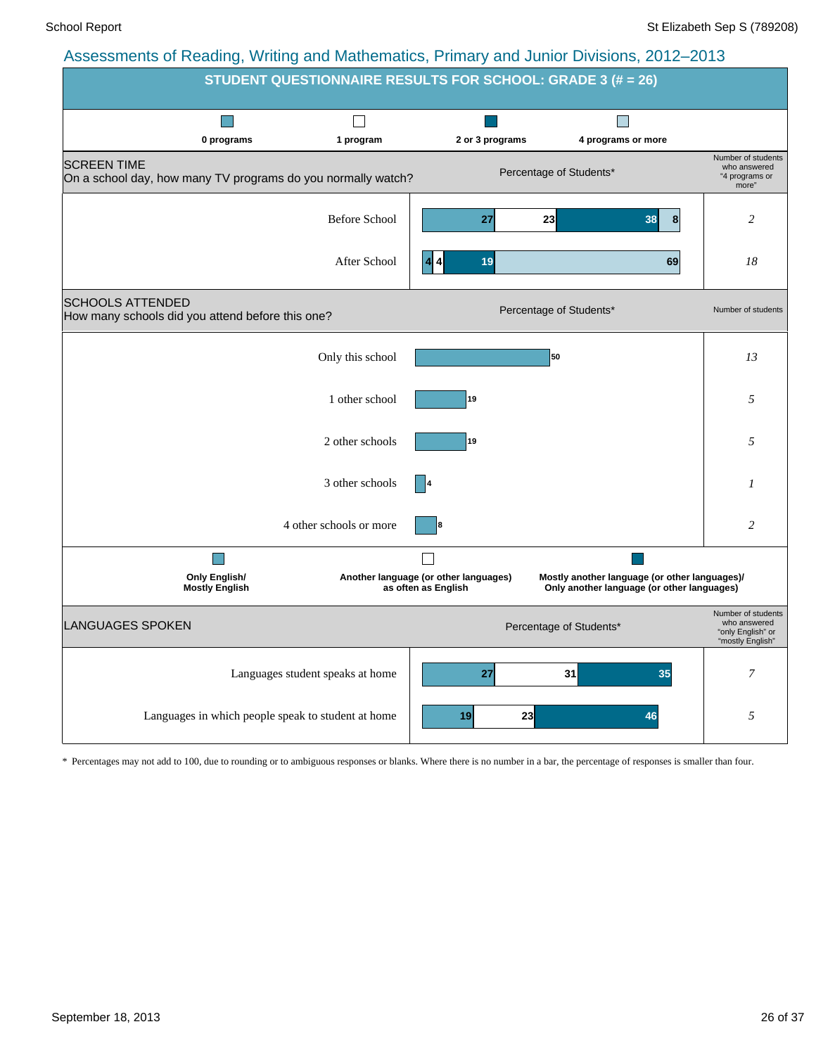## Assessments of Reading, Writing and Mathematics, Primary and Junior Divisions, 2012–2013

### STUDENT QUESTIONNAIRE RESULTS FOR SCHOOL: GRADE 3 (# = 26)

**SCREEN TIME**
On a school day, how many TV programs do you normally watch?

Percentage of Students*

| | 0 programs | 1 program | 2 or 3 programs | 4 programs or more | Number of students who answered "4 programs or more" |
|---|---|---|---|---|---|
| Before School | 27 | 23 | 38 | 8 | 2 |
| After School | 4 | 4 | 19 | 69 | 18 |

**SCHOOLS ATTENDED**
How many schools did you attend before this one?

| | Percentage of Students* | Number of students |
|---|---|---|
| Only this school | 50 | 13 |
| 1 other school | 19 | 5 |
| 2 other schools | 19 | 5 |
| 3 other schools | 4 | 1 |
| 4 other schools or more | 8 | 2 |

**LANGUAGES SPOKEN**

Percentage of Students*

| | Only English/ Mostly English | Another language (or other languages) as often as English | Mostly another language (or other languages)/ Only another language (or other languages) | Number of students who answered "only English" or "mostly English" |
|---|---|---|---|---|
| Languages student speaks at home | 27 | 31 | 35 | 7 |
| Languages in which people speak to student at home | 19 | 23 | 46 | 5 |

\* Percentages may not add to 100, due to rounding or to ambiguous responses or blanks. Where there is no number in a bar, the percentage of responses is smaller than four.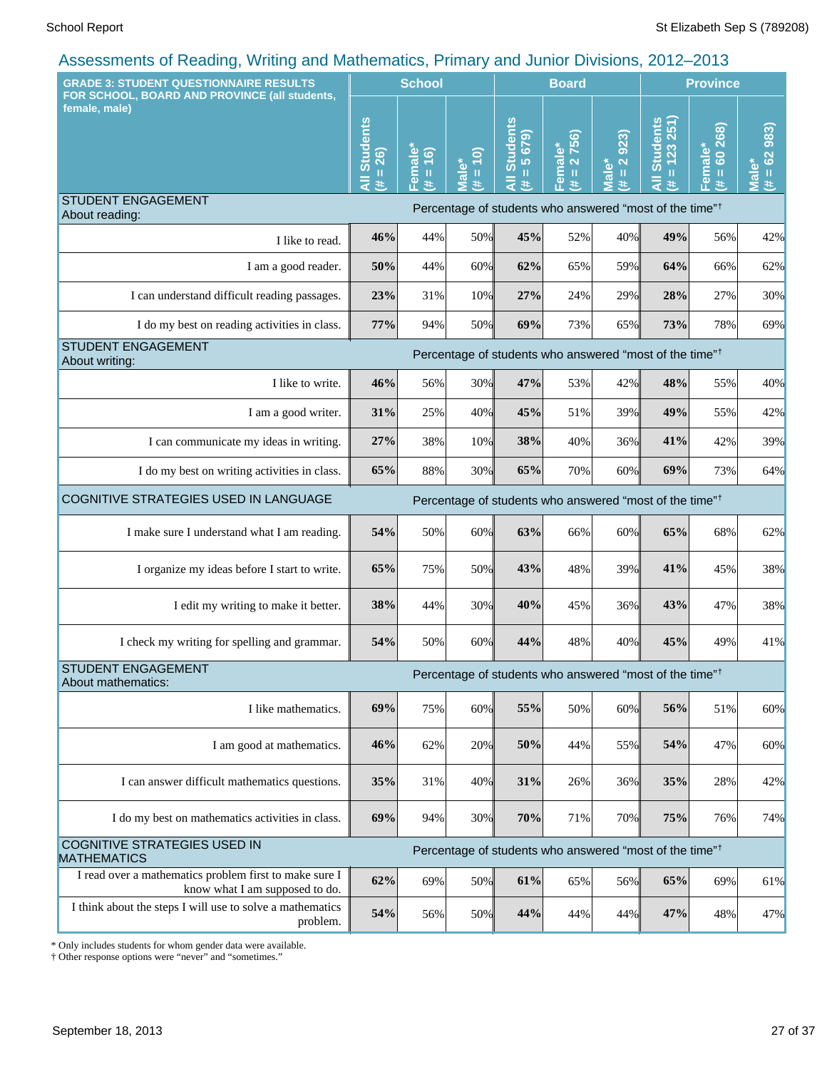## Assessments of Reading, Writing and Mathematics, Primary and Junior Divisions, 2012–2013

| GRADE 3: STUDENT QUESTIONNAIRE RESULTS FOR SCHOOL, BOARD AND PROVINCE (all students, female, male) | School | | | Board | | | Province | | |
|---|---|---|---|---|---|---|---|---|---|
| | All Students (# = 26) | Female* (# = 16) | Male* (# = 10) | All Students (# = 5 679) | Female* (# = 2 756) | Male* (# = 2 923) | All Students (# = 123 251) | Female* (# = 60 268) | Male* (# = 62 983) |
| **STUDENT ENGAGEMENT About reading:** | Percentage of students who answered "most of the time"† | | | | | | | | |
| I like to read. | **46%** | 44% | 50% | **45%** | 52% | 40% | **49%** | 56% | 42% |
| I am a good reader. | **50%** | 44% | 60% | **62%** | 65% | 59% | **64%** | 66% | 62% |
| I can understand difficult reading passages. | **23%** | 31% | 10% | **27%** | 24% | 29% | **28%** | 27% | 30% |
| I do my best on reading activities in class. | **77%** | 94% | 50% | **69%** | 73% | 65% | **73%** | 78% | 69% |
| **STUDENT ENGAGEMENT About writing:** | Percentage of students who answered "most of the time"† | | | | | | | | |
| I like to write. | **46%** | 56% | 30% | **47%** | 53% | 42% | **48%** | 55% | 40% |
| I am a good writer. | **31%** | 25% | 40% | **45%** | 51% | 39% | **49%** | 55% | 42% |
| I can communicate my ideas in writing. | **27%** | 38% | 10% | **38%** | 40% | 36% | **41%** | 42% | 39% |
| I do my best on writing activities in class. | **65%** | 88% | 30% | **65%** | 70% | 60% | **69%** | 73% | 64% |
| **COGNITIVE STRATEGIES USED IN LANGUAGE** | Percentage of students who answered "most of the time"† | | | | | | | | |
| I make sure I understand what I am reading. | **54%** | 50% | 60% | **63%** | 66% | 60% | **65%** | 68% | 62% |
| I organize my ideas before I start to write. | **65%** | 75% | 50% | **43%** | 48% | 39% | **41%** | 45% | 38% |
| I edit my writing to make it better. | **38%** | 44% | 30% | **40%** | 45% | 36% | **43%** | 47% | 38% |
| I check my writing for spelling and grammar. | **54%** | 50% | 60% | **44%** | 48% | 40% | **45%** | 49% | 41% |
| **STUDENT ENGAGEMENT About mathematics:** | Percentage of students who answered "most of the time"† | | | | | | | | |
| I like mathematics. | **69%** | 75% | 60% | **55%** | 50% | 60% | **56%** | 51% | 60% |
| I am good at mathematics. | **46%** | 62% | 20% | **50%** | 44% | 55% | **54%** | 47% | 60% |
| I can answer difficult mathematics questions. | **35%** | 31% | 40% | **31%** | 26% | 36% | **35%** | 28% | 42% |
| I do my best on mathematics activities in class. | **69%** | 94% | 30% | **70%** | 71% | 70% | **75%** | 76% | 74% |
| **COGNITIVE STRATEGIES USED IN MATHEMATICS** | Percentage of students who answered "most of the time"† | | | | | | | | |
| I read over a mathematics problem first to make sure I know what I am supposed to do. | **62%** | 69% | 50% | **61%** | 65% | 56% | **65%** | 69% | 61% |
| I think about the steps I will use to solve a mathematics problem. | **54%** | 56% | 50% | **44%** | 44% | 44% | **47%** | 48% | 47% |

\* Only includes students for whom gender data were available.
† Other response options were "never" and "sometimes."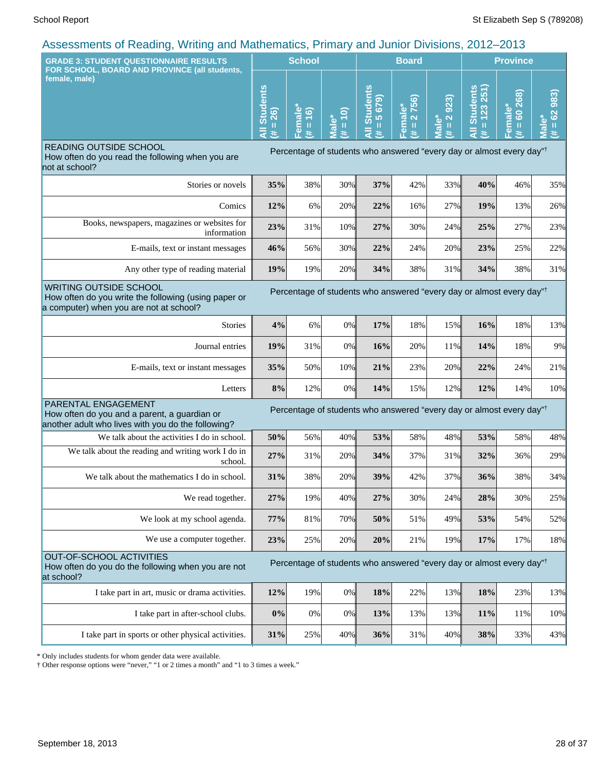## Assessments of Reading, Writing and Mathematics, Primary and Junior Divisions, 2012–2013

| GRADE 3: STUDENT QUESTIONNAIRE RESULTS FOR SCHOOL, BOARD AND PROVINCE (all students, female, male) | School | | | Board | | | Province | | |
|---|---|---|---|---|---|---|---|---|---|
| | All Students (# = 26) | Female* (# = 16) | Male* (# = 10) | All Students (# = 5 679) | Female* (# = 2 756) | Male* (# = 2 923) | All Students (# = 123 251) | Female* (# = 60 268) | Male* (# = 62 983) |
| **READING OUTSIDE SCHOOL** How often do you read the following when you are not at school? | Percentage of students who answered "every day or almost every day"† | | | | | | | | |
| Stories or novels | **35%** | 38% | 30% | **37%** | 42% | 33% | **40%** | 46% | 35% |
| Comics | **12%** | 6% | 20% | **22%** | 16% | 27% | **19%** | 13% | 26% |
| Books, newspapers, magazines or websites for information | **23%** | 31% | 10% | **27%** | 30% | 24% | **25%** | 27% | 23% |
| E-mails, text or instant messages | **46%** | 56% | 30% | **22%** | 24% | 20% | **23%** | 25% | 22% |
| Any other type of reading material | **19%** | 19% | 20% | **34%** | 38% | 31% | **34%** | 38% | 31% |
| **WRITING OUTSIDE SCHOOL** How often do you write the following (using paper or a computer) when you are not at school? | Percentage of students who answered "every day or almost every day"† | | | | | | | | |
| Stories | **4%** | 6% | 0% | **17%** | 18% | 15% | **16%** | 18% | 13% |
| Journal entries | **19%** | 31% | 0% | **16%** | 20% | 11% | **14%** | 18% | 9% |
| E-mails, text or instant messages | **35%** | 50% | 10% | **21%** | 23% | 20% | **22%** | 24% | 21% |
| Letters | **8%** | 12% | 0% | **14%** | 15% | 12% | **12%** | 14% | 10% |
| **PARENTAL ENGAGEMENT** How often do you and a parent, a guardian or another adult who lives with you do the following? | Percentage of students who answered "every day or almost every day"† | | | | | | | | |
| We talk about the activities I do in school. | **50%** | 56% | 40% | **53%** | 58% | 48% | **53%** | 58% | 48% |
| We talk about the reading and writing work I do in school. | **27%** | 31% | 20% | **34%** | 37% | 31% | **32%** | 36% | 29% |
| We talk about the mathematics I do in school. | **31%** | 38% | 20% | **39%** | 42% | 37% | **36%** | 38% | 34% |
| We read together. | **27%** | 19% | 40% | **27%** | 30% | 24% | **28%** | 30% | 25% |
| We look at my school agenda. | **77%** | 81% | 70% | **50%** | 51% | 49% | **53%** | 54% | 52% |
| We use a computer together. | **23%** | 25% | 20% | **20%** | 21% | 19% | **17%** | 17% | 18% |
| **OUT-OF-SCHOOL ACTIVITIES** How often do you do the following when you are not at school? | Percentage of students who answered "every day or almost every day"† | | | | | | | | |
| I take part in art, music or drama activities. | **12%** | 19% | 0% | **18%** | 22% | 13% | **18%** | 23% | 13% |
| I take part in after-school clubs. | **0%** | 0% | 0% | **13%** | 13% | 13% | **11%** | 11% | 10% |
| I take part in sports or other physical activities. | **31%** | 25% | 40% | **36%** | 31% | 40% | **38%** | 33% | 43% |

* Only includes students for whom gender data were available.

† Other response options were "never," "1 or 2 times a month" and "1 to 3 times a week."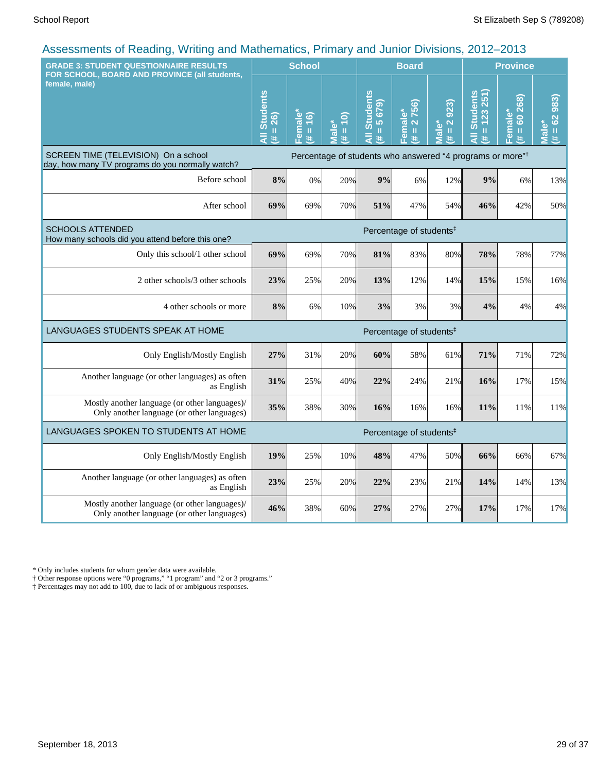## Assessments of Reading, Writing and Mathematics, Primary and Junior Divisions, 2012–2013

| GRADE 3: STUDENT QUESTIONNAIRE RESULTS FOR SCHOOL, BOARD AND PROVINCE (all students, female, male) | School | | | Board | | | Province | | |
|---|---|---|---|---|---|---|---|---|---|
| | All Students (# = 26) | Female* (# = 16) | Male* (# = 10) | All Students (# = 5 679) | Female* (# = 2 756) | Male* (# = 2 923) | All Students (# = 123 251) | Female* (# = 60 268) | Male* (# = 62 983) |
| SCREEN TIME (TELEVISION) On a school day, how many TV programs do you normally watch? | Percentage of students who answered "4 programs or more"† | | | | | | | | |
| Before school | **8%** | 0% | 20% | **9%** | 6% | 12% | **9%** | 6% | 13% |
| After school | **69%** | 69% | 70% | **51%** | 47% | 54% | **46%** | 42% | 50% |
| SCHOOLS ATTENDED How many schools did you attend before this one? | Percentage of students‡ | | | | | | | | |
| Only this school/1 other school | **69%** | 69% | 70% | **81%** | 83% | 80% | **78%** | 78% | 77% |
| 2 other schools/3 other schools | **23%** | 25% | 20% | **13%** | 12% | 14% | **15%** | 15% | 16% |
| 4 other schools or more | **8%** | 6% | 10% | **3%** | 3% | 3% | **4%** | 4% | 4% |
| LANGUAGES STUDENTS SPEAK AT HOME | Percentage of students‡ | | | | | | | | |
| Only English/Mostly English | **27%** | 31% | 20% | **60%** | 58% | 61% | **71%** | 71% | 72% |
| Another language (or other languages) as often as English | **31%** | 25% | 40% | **22%** | 24% | 21% | **16%** | 17% | 15% |
| Mostly another language (or other languages)/ Only another language (or other languages) | **35%** | 38% | 30% | **16%** | 16% | 16% | **11%** | 11% | 11% |
| LANGUAGES SPOKEN TO STUDENTS AT HOME | Percentage of students‡ | | | | | | | | |
| Only English/Mostly English | **19%** | 25% | 10% | **48%** | 47% | 50% | **66%** | 66% | 67% |
| Another language (or other languages) as often as English | **23%** | 25% | 20% | **22%** | 23% | 21% | **14%** | 14% | 13% |
| Mostly another language (or other languages)/ Only another language (or other languages) | **46%** | 38% | 60% | **27%** | 27% | 27% | **17%** | 17% | 17% |

\* Only includes students for whom gender data were available.
† Other response options were "0 programs," "1 program" and "2 or 3 programs."
‡ Percentages may not add to 100, due to lack of or ambiguous responses.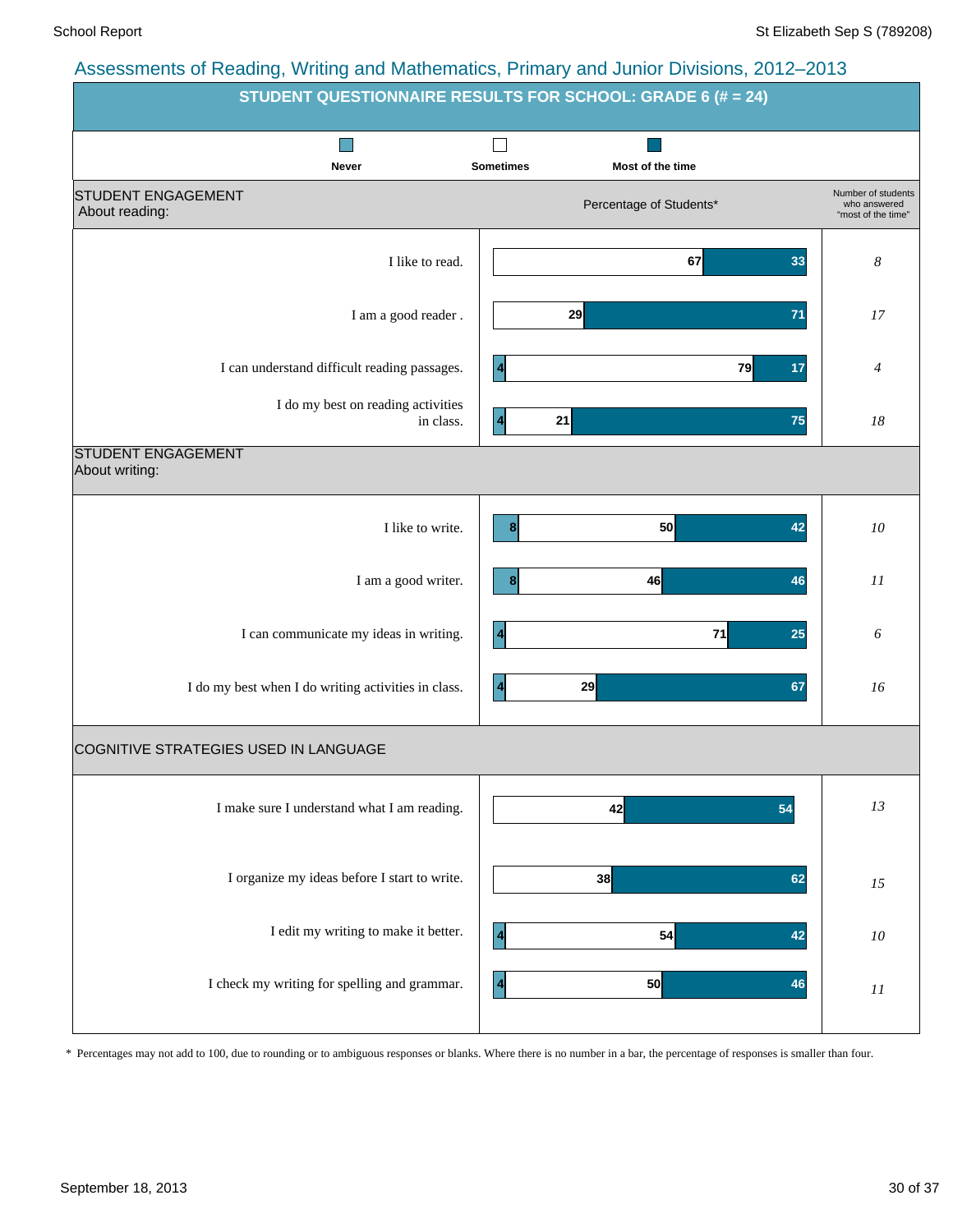## Assessments of Reading, Writing and Mathematics, Primary and Junior Divisions, 2012–2013

### STUDENT QUESTIONNAIRE RESULTS FOR SCHOOL: GRADE 6 (# = 24)

Legend: Never | Sometimes | Most of the time

| | Never | Sometimes | Most of the time | Number of students who answered "most of the time" |
|---|---|---|---|---|
| **STUDENT ENGAGEMENT About reading:** | | | | |
| I like to read. | | 67 | 33 | *8* |
| I am a good reader . | | 29 | 71 | *17* |
| I can understand difficult reading passages. | 4 | 79 | 17 | *4* |
| I do my best on reading activities in class. | 4 | 21 | 75 | *18* |
| **STUDENT ENGAGEMENT About writing:** | | | | |
| I like to write. | 8 | 50 | 42 | *10* |
| I am a good writer. | 8 | 46 | 46 | *11* |
| I can communicate my ideas in writing. | 4 | 71 | 25 | *6* |
| I do my best when I do writing activities in class. | 4 | 29 | 67 | *16* |
| **COGNITIVE STRATEGIES USED IN LANGUAGE** | | | | |
| I make sure I understand what I am reading. | | 42 | 54 | *13* |
| I organize my ideas before I start to write. | | 38 | 62 | *15* |
| I edit my writing to make it better. | 4 | 54 | 42 | *10* |
| I check my writing for spelling and grammar. | 4 | 50 | 46 | *11* |

\* Percentages may not add to 100, due to rounding or to ambiguous responses or blanks. Where there is no number in a bar, the percentage of responses is smaller than four.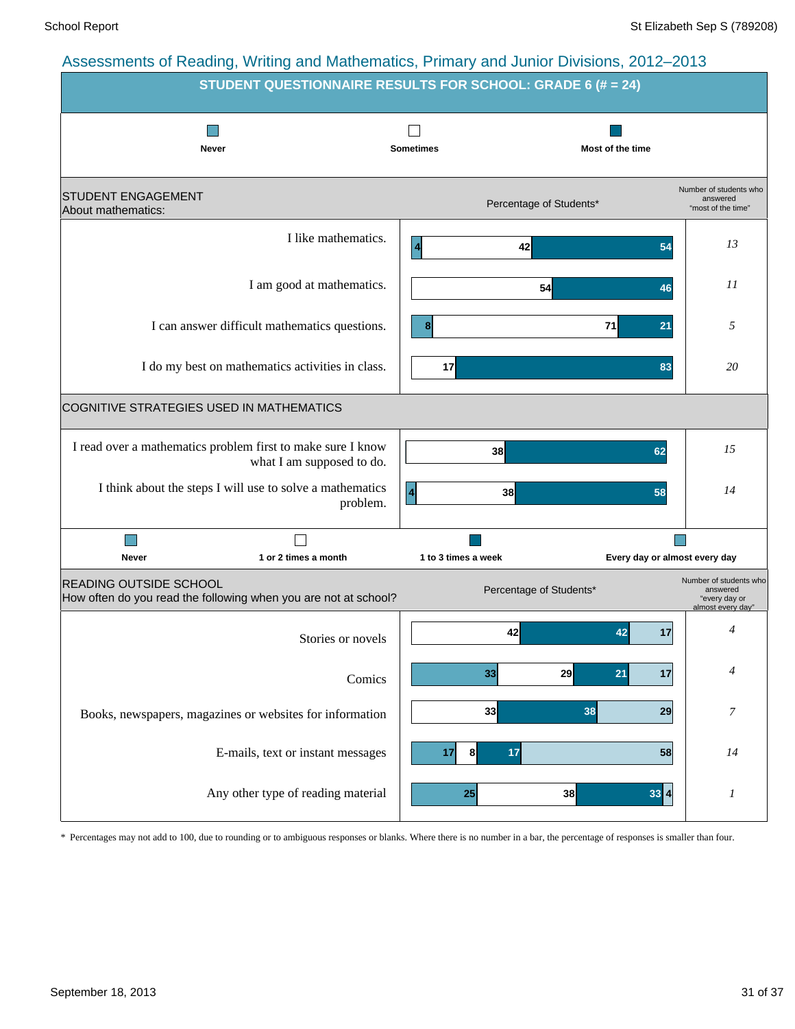## Assessments of Reading, Writing and Mathematics, Primary and Junior Divisions, 2012–2013

### STUDENT QUESTIONNAIRE RESULTS FOR SCHOOL: GRADE 6 (# = 24)

#### STUDENT ENGAGEMENT
About mathematics:

| Statement | Never (%) | Sometimes (%) | Most of the time (%) | Number of students who answered "most of the time" |
|---|---|---|---|---|
| I like mathematics. | 4 | 42 | 54 | 13 |
| I am good at mathematics. | | 54 | 46 | 11 |
| I can answer difficult mathematics questions. | 8 | 71 | 21 | 5 |
| I do my best on mathematics activities in class. | | 17 | 83 | 20 |

#### COGNITIVE STRATEGIES USED IN MATHEMATICS

| Statement | Never (%) | Sometimes (%) | Most of the time (%) | Number of students who answered "most of the time" |
|---|---|---|---|---|
| I read over a mathematics problem first to make sure I know what I am supposed to do. | | 38 | 62 | 15 |
| I think about the steps I will use to solve a mathematics problem. | 4 | 38 | 58 | 14 |

#### READING OUTSIDE SCHOOL
How often do you read the following when you are not at school?

| Material | Never (%) | 1 or 2 times a month (%) | 1 to 3 times a week (%) | Every day or almost every day (%) | Number of students who answered "every day or almost every day" |
|---|---|---|---|---|---|
| Stories or novels | | 42 | 42 | 17 | 4 |
| Comics | 33 | 29 | 21 | 17 | 4 |
| Books, newspapers, magazines or websites for information | | 33 | 38 | 29 | 7 |
| E-mails, text or instant messages | 17 | 8 | 17 | 58 | 14 |
| Any other type of reading material | 25 | 38 | 33 | 4 | 1 |

\* Percentages may not add to 100, due to rounding or to ambiguous responses or blanks. Where there is no number in a bar, the percentage of responses is smaller than four.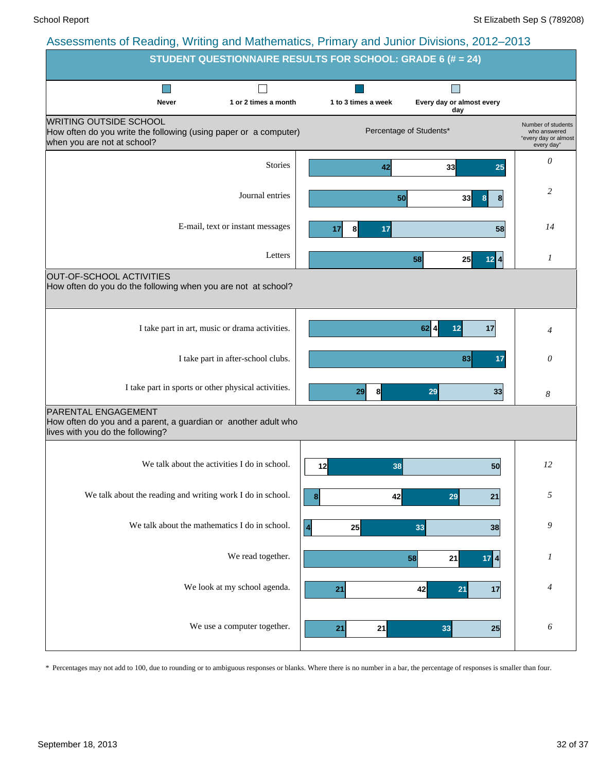## Assessments of Reading, Writing and Mathematics, Primary and Junior Divisions, 2012–2013

### STUDENT QUESTIONNAIRE RESULTS FOR SCHOOL: GRADE 6 (# = 24)

**WRITING OUTSIDE SCHOOL**
How often do you write the following (using paper or a computer) when you are not at school?

Percentage of Students*

| | Never | 1 or 2 times a month | 1 to 3 times a week | Every day or almost every day | Number of students who answered "every day or almost every day" |
|---|---|---|---|---|---|
| Stories | 42 | 33 | 25 | | *0* |
| Journal entries | 50 | 33 | 8 | 8 | *2* |
| E-mail, text or instant messages | 17 | 8 | 17 | 58 | *14* |
| Letters | 58 | 25 | 12 | 4 | *1* |

**OUT-OF-SCHOOL ACTIVITIES**
How often do you do the following when you are not at school?

| | Never | 1 or 2 times a month | 1 to 3 times a week | Every day or almost every day | Number of students who answered "every day or almost every day" |
|---|---|---|---|---|---|
| I take part in art, music or drama activities. | 62 | 4 | 12 | 17 | *4* |
| I take part in after-school clubs. | 83 | | 17 | | *0* |
| I take part in sports or other physical activities. | 29 | 8 | 29 | 33 | *8* |

**PARENTAL ENGAGEMENT**
How often do you and a parent, a guardian or another adult who lives with you do the following?

| | Never | 1 or 2 times a month | 1 to 3 times a week | Every day or almost every day | Number of students who answered "every day or almost every day" |
|---|---|---|---|---|---|
| We talk about the activities I do in school. | | 12 | 38 | 50 | *12* |
| We talk about the reading and writing work I do in school. | 8 | 42 | 29 | 21 | *5* |
| We talk about the mathematics I do in school. | 4 | 25 | 33 | 38 | *9* |
| We read together. | 58 | 21 | 17 | 4 | *1* |
| We look at my school agenda. | 21 | 42 | 21 | 17 | *4* |
| We use a computer together. | 21 | 21 | 33 | 25 | *6* |

\* Percentages may not add to 100, due to rounding or to ambiguous responses or blanks. Where there is no number in a bar, the percentage of responses is smaller than four.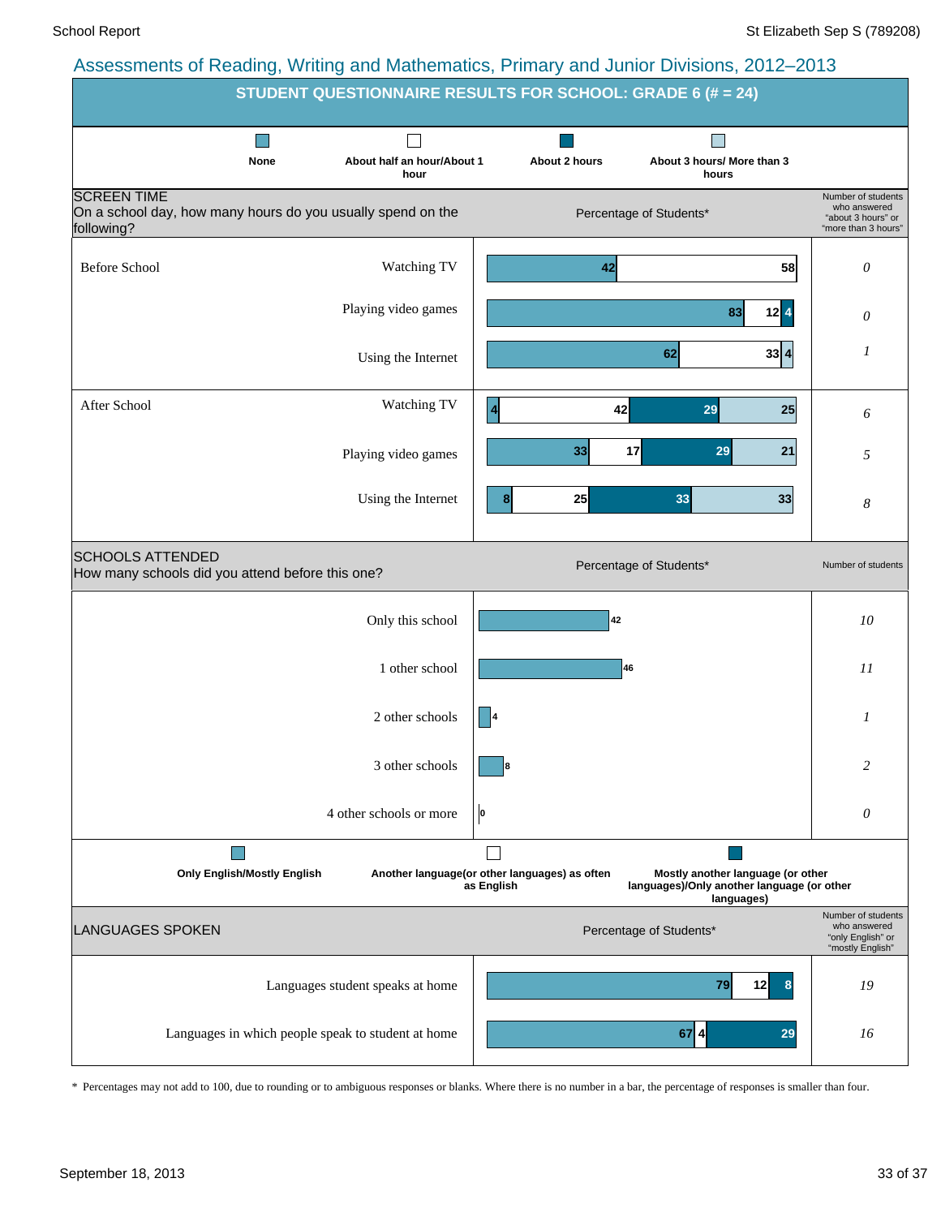## Assessments of Reading, Writing and Mathematics, Primary and Junior Divisions, 2012–2013

### STUDENT QUESTIONNAIRE RESULTS FOR SCHOOL: GRADE 6 (# = 24)

**SCREEN TIME**
On a school day, how many hours do you usually spend on the following?

Percentage of Students*

| | | None | About half an hour/About 1 hour | About 2 hours | About 3 hours/ More than 3 hours | Number of students who answered "about 3 hours" or "more than 3 hours" |
|---|---|---|---|---|---|---|
| Before School | Watching TV | 42 | 58 | | | *0* |
| | Playing video games | 83 | 12 | 4 | | *0* |
| | Using the Internet | 62 | 33 | | 4 | *1* |
| After School | Watching TV | 4 | 42 | 29 | 25 | *6* |
| | Playing video games | 33 | 17 | 29 | 21 | *5* |
| | Using the Internet | 8 | 25 | 33 | 33 | *8* |

**SCHOOLS ATTENDED**
How many schools did you attend before this one?

| | Percentage of Students* | Number of students |
|---|---|---|
| Only this school | 42 | *10* |
| 1 other school | 46 | *11* |
| 2 other schools | 4 | *1* |
| 3 other schools | 8 | *2* |
| 4 other schools or more | 0 | *0* |

**LANGUAGES SPOKEN**

Percentage of Students*

| | Only English/Mostly English | Another language(or other languages) as often as English | Mostly another language (or other languages)/Only another language (or other languages) | Number of students who answered "only English" or "mostly English" |
|---|---|---|---|---|
| Languages student speaks at home | 79 | 12 | 8 | *19* |
| Languages in which people speak to student at home | 67 | 4 | 29 | *16* |

\* Percentages may not add to 100, due to rounding or to ambiguous responses or blanks. Where there is no number in a bar, the percentage of responses is smaller than four.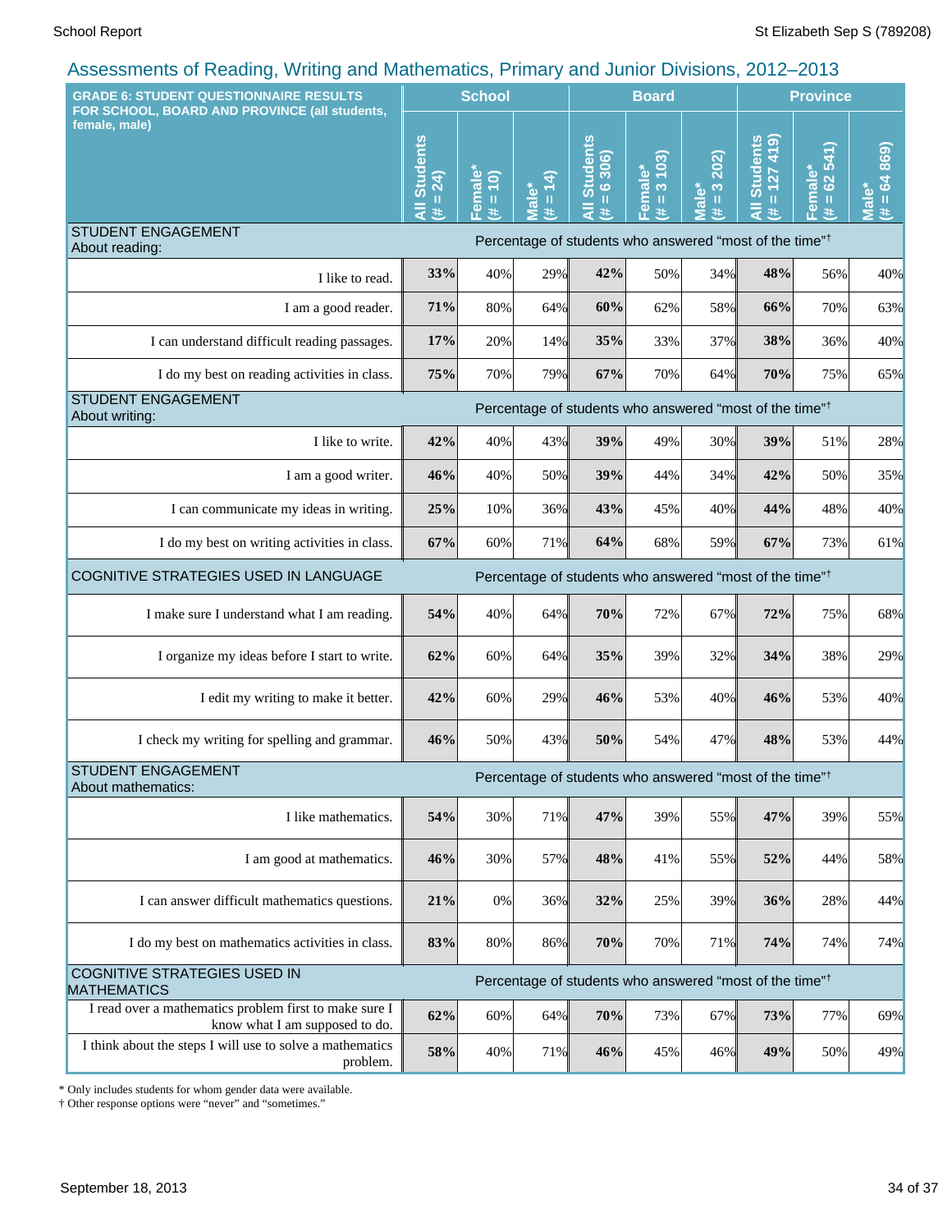## Assessments of Reading, Writing and Mathematics, Primary and Junior Divisions, 2012–2013

| GRADE 6: STUDENT QUESTIONNAIRE RESULTS FOR SCHOOL, BOARD AND PROVINCE (all students, female, male) | School | | | Board | | | Province | | |
|---|---|---|---|---|---|---|---|---|---|
| | All Students (# = 24) | Female* (# = 10) | Male* (# = 14) | All Students (# = 6 306) | Female* (# = 3 103) | Male* (# = 3 202) | All Students (# = 127 419) | Female* (# = 62 541) | Male* (# = 64 869) |
| **STUDENT ENGAGEMENT About reading:** | Percentage of students who answered "most of the time"† | | | | | | | | |
| I like to read. | **33%** | 40% | 29% | **42%** | 50% | 34% | **48%** | 56% | 40% |
| I am a good reader. | **71%** | 80% | 64% | **60%** | 62% | 58% | **66%** | 70% | 63% |
| I can understand difficult reading passages. | **17%** | 20% | 14% | **35%** | 33% | 37% | **38%** | 36% | 40% |
| I do my best on reading activities in class. | **75%** | 70% | 79% | **67%** | 70% | 64% | **70%** | 75% | 65% |
| **STUDENT ENGAGEMENT About writing:** | Percentage of students who answered "most of the time"† | | | | | | | | |
| I like to write. | **42%** | 40% | 43% | **39%** | 49% | 30% | **39%** | 51% | 28% |
| I am a good writer. | **46%** | 40% | 50% | **39%** | 44% | 34% | **42%** | 50% | 35% |
| I can communicate my ideas in writing. | **25%** | 10% | 36% | **43%** | 45% | 40% | **44%** | 48% | 40% |
| I do my best on writing activities in class. | **67%** | 60% | 71% | **64%** | 68% | 59% | **67%** | 73% | 61% |
| **COGNITIVE STRATEGIES USED IN LANGUAGE** | Percentage of students who answered "most of the time"† | | | | | | | | |
| I make sure I understand what I am reading. | **54%** | 40% | 64% | **70%** | 72% | 67% | **72%** | 75% | 68% |
| I organize my ideas before I start to write. | **62%** | 60% | 64% | **35%** | 39% | 32% | **34%** | 38% | 29% |
| I edit my writing to make it better. | **42%** | 60% | 29% | **46%** | 53% | 40% | **46%** | 53% | 40% |
| I check my writing for spelling and grammar. | **46%** | 50% | 43% | **50%** | 54% | 47% | **48%** | 53% | 44% |
| **STUDENT ENGAGEMENT About mathematics:** | Percentage of students who answered "most of the time"† | | | | | | | | |
| I like mathematics. | **54%** | 30% | 71% | **47%** | 39% | 55% | **47%** | 39% | 55% |
| I am good at mathematics. | **46%** | 30% | 57% | **48%** | 41% | 55% | **52%** | 44% | 58% |
| I can answer difficult mathematics questions. | **21%** | 0% | 36% | **32%** | 25% | 39% | **36%** | 28% | 44% |
| I do my best on mathematics activities in class. | **83%** | 80% | 86% | **70%** | 70% | 71% | **74%** | 74% | 74% |
| **COGNITIVE STRATEGIES USED IN MATHEMATICS** | Percentage of students who answered "most of the time"† | | | | | | | | |
| I read over a mathematics problem first to make sure I know what I am supposed to do. | **62%** | 60% | 64% | **70%** | 73% | 67% | **73%** | 77% | 69% |
| I think about the steps I will use to solve a mathematics problem. | **58%** | 40% | 71% | **46%** | 45% | 46% | **49%** | 50% | 49% |

* Only includes students for whom gender data were available.
† Other response options were "never" and "sometimes."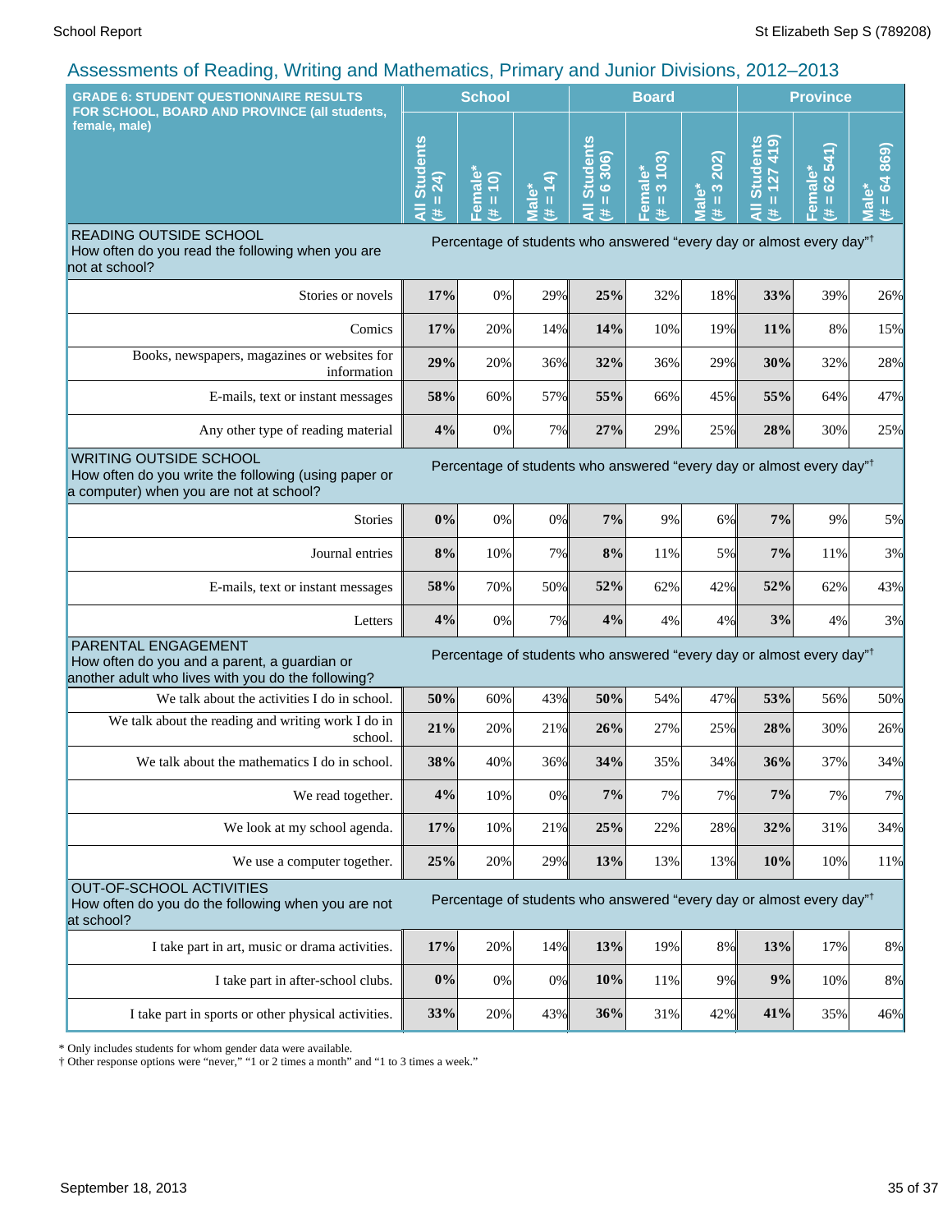## Assessments of Reading, Writing and Mathematics, Primary and Junior Divisions, 2012–2013

| GRADE 6: STUDENT QUESTIONNAIRE RESULTS FOR SCHOOL, BOARD AND PROVINCE (all students, female, male) | School | | | Board | | | Province | | |
|---|---|---|---|---|---|---|---|---|---|
| | All Students (# = 24) | Female* (# = 10) | Male* (# = 14) | All Students (# = 6 306) | Female* (# = 3 103) | Male* (# = 3 202) | All Students (# = 127 419) | Female* (# = 62 541) | Male* (# = 64 869) |
| **READING OUTSIDE SCHOOL** How often do you read the following when you are not at school? | Percentage of students who answered "every day or almost every day"† | | | | | | | | |
| Stories or novels | **17%** | 0% | 29% | **25%** | 32% | 18% | **33%** | 39% | 26% |
| Comics | **17%** | 20% | 14% | **14%** | 10% | 19% | **11%** | 8% | 15% |
| Books, newspapers, magazines or websites for information | **29%** | 20% | 36% | **32%** | 36% | 29% | **30%** | 32% | 28% |
| E-mails, text or instant messages | **58%** | 60% | 57% | **55%** | 66% | 45% | **55%** | 64% | 47% |
| Any other type of reading material | **4%** | 0% | 7% | **27%** | 29% | 25% | **28%** | 30% | 25% |
| **WRITING OUTSIDE SCHOOL** How often do you write the following (using paper or a computer) when you are not at school? | Percentage of students who answered "every day or almost every day"† | | | | | | | | |
| Stories | **0%** | 0% | 0% | **7%** | 9% | 6% | **7%** | 9% | 5% |
| Journal entries | **8%** | 10% | 7% | **8%** | 11% | 5% | **7%** | 11% | 3% |
| E-mails, text or instant messages | **58%** | 70% | 50% | **52%** | 62% | 42% | **52%** | 62% | 43% |
| Letters | **4%** | 0% | 7% | **4%** | 4% | 4% | **3%** | 4% | 3% |
| **PARENTAL ENGAGEMENT** How often do you and a parent, a guardian or another adult who lives with you do the following? | Percentage of students who answered "every day or almost every day"† | | | | | | | | |
| We talk about the activities I do in school. | **50%** | 60% | 43% | **50%** | 54% | 47% | **53%** | 56% | 50% |
| We talk about the reading and writing work I do in school. | **21%** | 20% | 21% | **26%** | 27% | 25% | **28%** | 30% | 26% |
| We talk about the mathematics I do in school. | **38%** | 40% | 36% | **34%** | 35% | 34% | **36%** | 37% | 34% |
| We read together. | **4%** | 10% | 0% | **7%** | 7% | 7% | **7%** | 7% | 7% |
| We look at my school agenda. | **17%** | 10% | 21% | **25%** | 22% | 28% | **32%** | 31% | 34% |
| We use a computer together. | **25%** | 20% | 29% | **13%** | 13% | 13% | **10%** | 10% | 11% |
| **OUT-OF-SCHOOL ACTIVITIES** How often do you do the following when you are not at school? | Percentage of students who answered "every day or almost every day"† | | | | | | | | |
| I take part in art, music or drama activities. | **17%** | 20% | 14% | **13%** | 19% | 8% | **13%** | 17% | 8% |
| I take part in after-school clubs. | **0%** | 0% | 0% | **10%** | 11% | 9% | **9%** | 10% | 8% |
| I take part in sports or other physical activities. | **33%** | 20% | 43% | **36%** | 31% | 42% | **41%** | 35% | 46% |

* Only includes students for whom gender data were available.
† Other response options were "never," "1 or 2 times a month" and "1 to 3 times a week."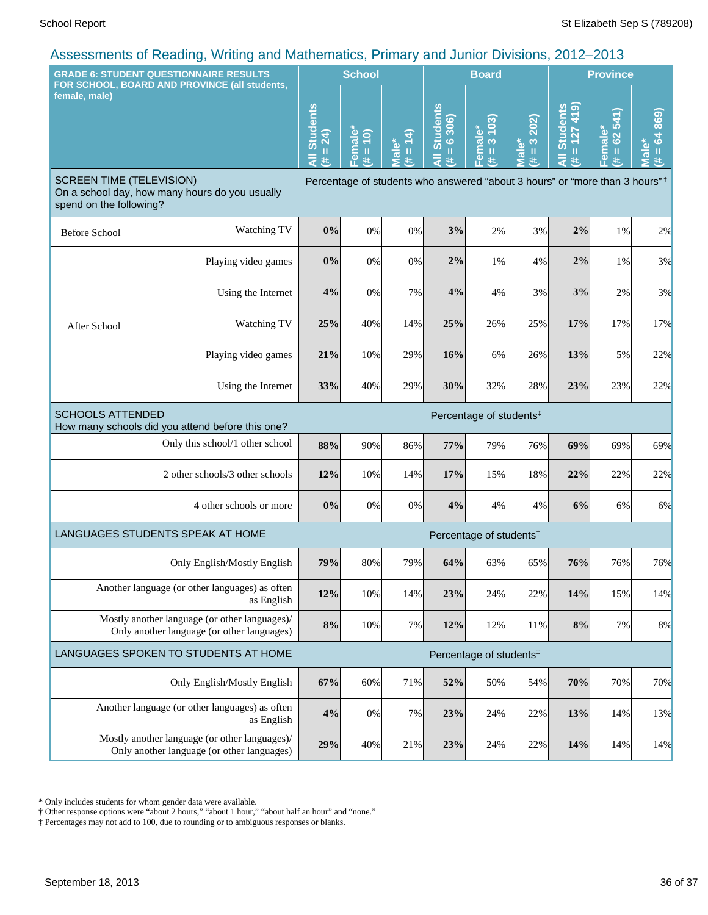## Assessments of Reading, Writing and Mathematics, Primary and Junior Divisions, 2012–2013

| GRADE 6: STUDENT QUESTIONNAIRE RESULTS FOR SCHOOL, BOARD AND PROVINCE (all students, female, male) | | School | | | Board | | | Province | | |
|---|---|---|---|---|---|---|---|---|---|---|
| | | All Students (# = 24) | Female* (# = 10) | Male* (# = 14) | All Students (# = 6 306) | Female* (# = 3 103) | Male* (# = 3 202) | All Students (# = 127 419) | Female* (# = 62 541) | Male* (# = 64 869) |
| **SCREEN TIME (TELEVISION)** On a school day, how many hours do you usually spend on the following? | | Percentage of students who answered "about 3 hours" or "more than 3 hours" † | | | | | | | | |
| Before School | Watching TV | **0%** | 0% | 0% | **3%** | 2% | 3% | **2%** | 1% | 2% |
| | Playing video games | **0%** | 0% | 0% | **2%** | 1% | 4% | **2%** | 1% | 3% |
| | Using the Internet | **4%** | 0% | 7% | **4%** | 4% | 3% | **3%** | 2% | 3% |
| After School | Watching TV | **25%** | 40% | 14% | **25%** | 26% | 25% | **17%** | 17% | 17% |
| | Playing video games | **21%** | 10% | 29% | **16%** | 6% | 26% | **13%** | 5% | 22% |
| | Using the Internet | **33%** | 40% | 29% | **30%** | 32% | 28% | **23%** | 23% | 22% |
| **SCHOOLS ATTENDED** How many schools did you attend before this one? | | Percentage of students‡ | | | | | | | | |
| | Only this school/1 other school | **88%** | 90% | 86% | **77%** | 79% | 76% | **69%** | 69% | 69% |
| | 2 other schools/3 other schools | **12%** | 10% | 14% | **17%** | 15% | 18% | **22%** | 22% | 22% |
| | 4 other schools or more | **0%** | 0% | 0% | **4%** | 4% | 4% | **6%** | 6% | 6% |
| **LANGUAGES STUDENTS SPEAK AT HOME** | | Percentage of students‡ | | | | | | | | |
| | Only English/Mostly English | **79%** | 80% | 79% | **64%** | 63% | 65% | **76%** | 76% | 76% |
| | Another language (or other languages) as often as English | **12%** | 10% | 14% | **23%** | 24% | 22% | **14%** | 15% | 14% |
| | Mostly another language (or other languages)/ Only another language (or other languages) | **8%** | 10% | 7% | **12%** | 12% | 11% | **8%** | 7% | 8% |
| **LANGUAGES SPOKEN TO STUDENTS AT HOME** | | Percentage of students‡ | | | | | | | | |
| | Only English/Mostly English | **67%** | 60% | 71% | **52%** | 50% | 54% | **70%** | 70% | 70% |
| | Another language (or other languages) as often as English | **4%** | 0% | 7% | **23%** | 24% | 22% | **13%** | 14% | 13% |
| | Mostly another language (or other languages)/ Only another language (or other languages) | **29%** | 40% | 21% | **23%** | 24% | 22% | **14%** | 14% | 14% |

\* Only includes students for whom gender data were available.
† Other response options were "about 2 hours," "about 1 hour," "about half an hour" and "none."
‡ Percentages may not add to 100, due to rounding or to ambiguous responses or blanks.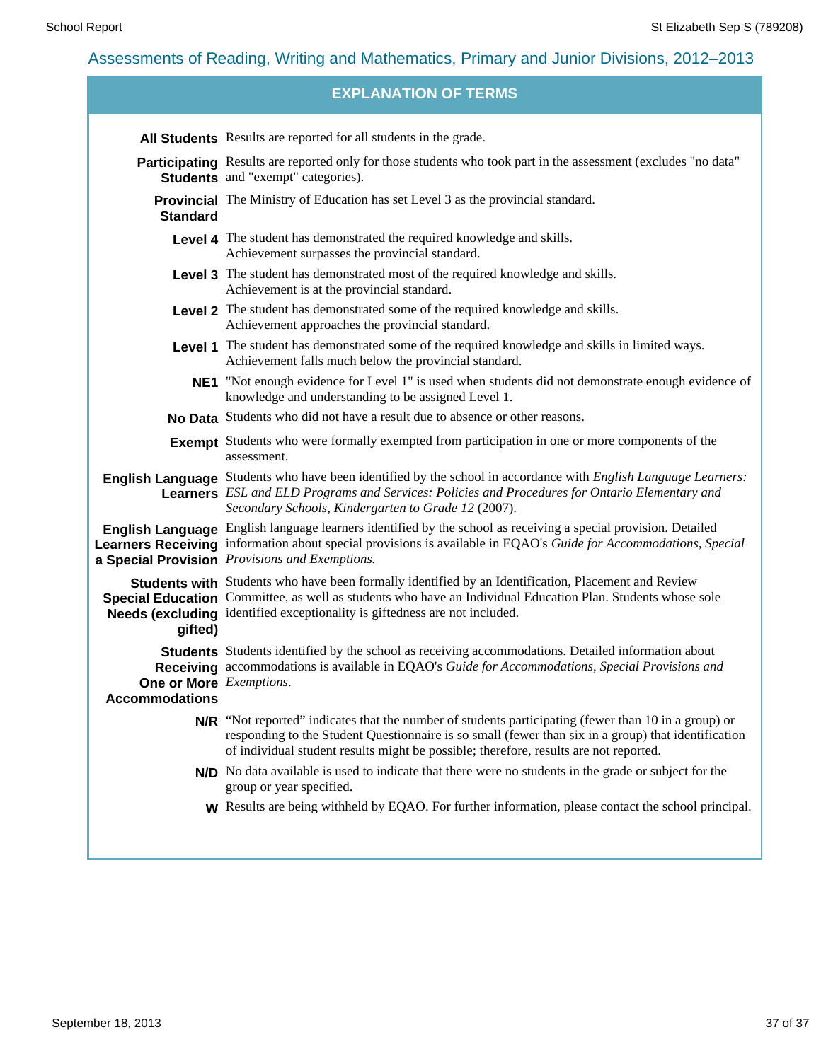## Assessments of Reading, Writing and Mathematics, Primary and Junior Divisions, 2012–2013

### EXPLANATION OF TERMS

**All Students** Results are reported for all students in the grade.

**Participating Students** Results are reported only for those students who took part in the assessment (excludes "no data" and "exempt" categories).

**Provincial Standard** The Ministry of Education has set Level 3 as the provincial standard.

**Level 4** The student has demonstrated the required knowledge and skills. Achievement surpasses the provincial standard.

**Level 3** The student has demonstrated most of the required knowledge and skills. Achievement is at the provincial standard.

**Level 2** The student has demonstrated some of the required knowledge and skills. Achievement approaches the provincial standard.

**Level 1** The student has demonstrated some of the required knowledge and skills in limited ways. Achievement falls much below the provincial standard.

**NE1** "Not enough evidence for Level 1" is used when students did not demonstrate enough evidence of knowledge and understanding to be assigned Level 1.

**No Data** Students who did not have a result due to absence or other reasons.

**Exempt** Students who were formally exempted from participation in one or more components of the assessment.

**English Language Learners** Students who have been identified by the school in accordance with *English Language Learners: ESL and ELD Programs and Services: Policies and Procedures for Ontario Elementary and Secondary Schools, Kindergarten to Grade 12* (2007).

**English Language Learners Receiving a Special Provision** English language learners identified by the school as receiving a special provision. Detailed information about special provisions is available in EQAO's *Guide for Accommodations, Special Provisions and Exemptions.*

**Students with Special Education Needs (excluding gifted)** Students who have been formally identified by an Identification, Placement and Review Committee, as well as students who have an Individual Education Plan. Students whose sole identified exceptionality is giftedness are not included.

**Students Receiving One or More Accommodations** Students identified by the school as receiving accommodations. Detailed information about accommodations is available in EQAO's *Guide for Accommodations, Special Provisions and Exemptions*.

**N/R** "Not reported" indicates that the number of students participating (fewer than 10 in a group) or responding to the Student Questionnaire is so small (fewer than six in a group) that identification of individual student results might be possible; therefore, results are not reported.

**N/D** No data available is used to indicate that there were no students in the grade or subject for the group or year specified.

**W** Results are being withheld by EQAO. For further information, please contact the school principal.